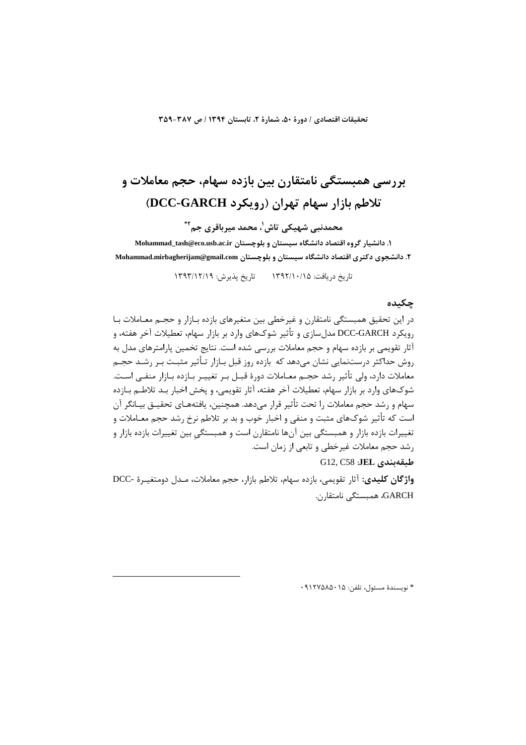# بررسی همبستگی نامتقارن بین بازده سهام، حجم معاملات و تلاطم بازار سهام تهران (رویکرد DCC-GARCH)

**محمدنبی شهیکی تاش[1]، محمد میرباقری جم[2*]**

۱. دانشیار گروه اقتصاد دانشگاه سیستان و بلوچستان Mohammad_tash@eco.usb.ac.ir

۲. دانشجوی دکتری اقتصاد دانشگاه سیستان و بلوچستان Mohammad.mirbagherijam@gmail.com

تاریخ دریافت: ۱۳۹۲/۱۰/۱۵ تاریخ پذیرش: ۱۳۹۳/۱۲/۱۹

## چکیده

در این تحقیق همبستگی نامتقارن و غیرخطی بین متغیرهای بازده بازار و حجم معاملات با رویکرد DCC-GARCH مدل‌سازی و تأثیر شوک‌های وارد بر بازار سهام، تعطیلات آخر هفته، و آثار تقویمی بر بازده سهام و حجم معاملات بررسی شده است. نتایج تخمین پارامترهای مدل به روش حداکثر درست‌نمایی نشان می‌دهد که بازده روز قبل بازار تأثیر مثبت بر رشد حجم معاملات دارد، ولی تأثیر رشد حجم معاملات دورهٔ قبل بر تغییر بازده بازار منفی است. شوک‌های وارد بر بازار سهام، تعطیلات آخر هفته، آثار تقویمی، و پخش اخبار بد تلاطم بازده سهام و رشد حجم معاملات را تحت تأثیر قرار می‌دهد. همچنین، یافته‌های تحقیق بیانگر آن است که تأثیر شوک‌های مثبت و منفی و اخبار خوب و بد بر تلاطم نرخ رشد حجم معاملات و تغییرات بازده بازار و همبستگی بین آن‌ها نامتقارن است و همبستگی بین تغییرات بازده بازار و رشد حجم معاملات غیرخطی و تابعی از زمان است.

**طبقه‌بندی JEL:** G12, C58

**واژگان کلیدی:** آثار تقویمی، بازده سهام، تلاطم بازار، حجم معاملات، مدل دومتغیرهٔ DCC-GARCH، همبستگی نامتقارن.

---

* نویسندهٔ مسئول، تلفن: ۰۹۱۲۷۵۸۵۰۱۵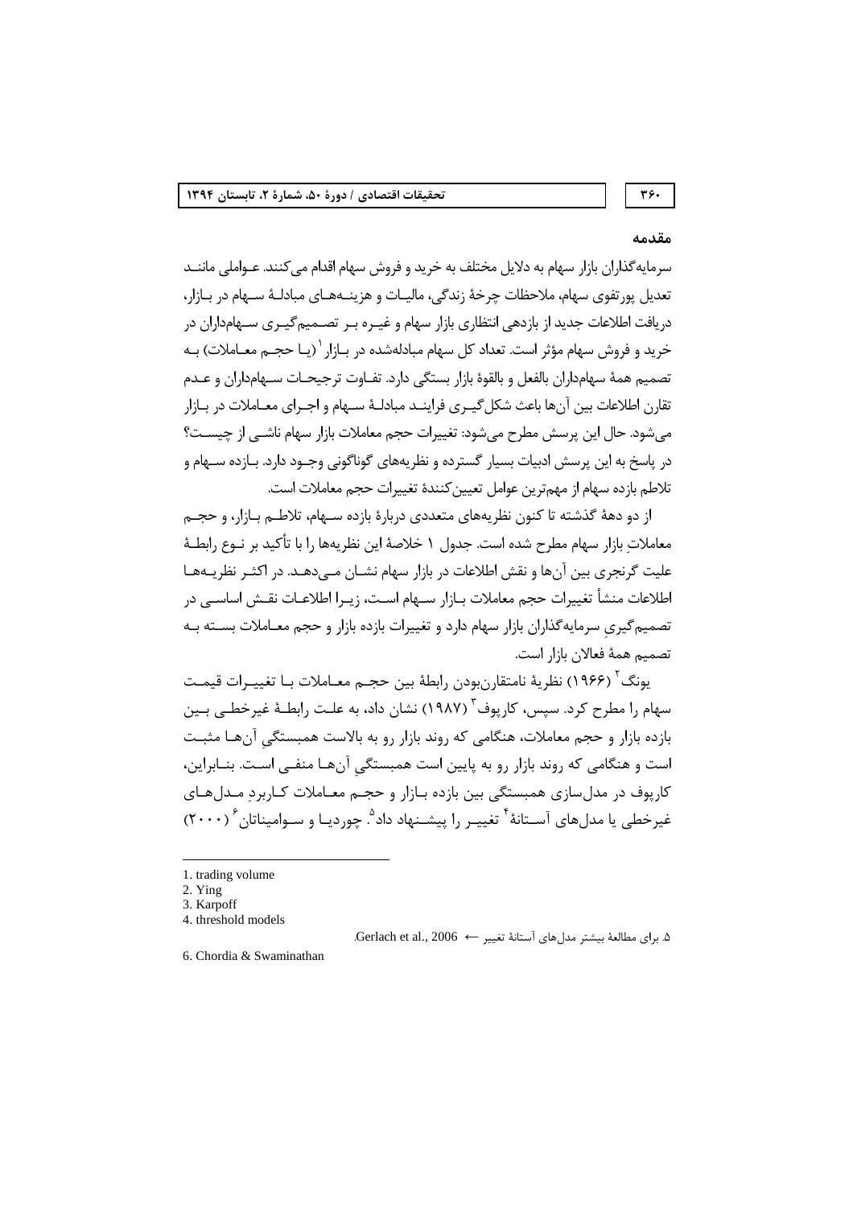## مقدمه

سرمایه‌گذاران بازار سهام به دلایل مختلف به خرید و فروش سهام اقدام می‌کنند. عواملی مانند تعدیل پورتفوی سهام، ملاحظات چرخهٔ زندگی، مالیات و هزینه‌های مبادلهٔ سهام در بازار، دریافت اطلاعات جدید از بازدهی انتظاری بازار سهام و غیره بر تصمیم‌گیری سهامداران در خرید و فروش سهام مؤثر است. تعداد کل سهام مبادله‌شده در بازار[1] (یا حجم معاملات) به تصمیم همهٔ سهامداران بالفعل و بالقوهٔ بازار بستگی دارد. تفاوت ترجیحات سهامداران و عدم تقارن اطلاعات بین آن‌ها باعث شکل‌گیری فرایند مبادلهٔ سهام و اجرای معاملات در بازار می‌شود. حال این پرسش مطرح می‌شود: تغییرات حجم معاملات بازار سهام ناشی از چیست؟ در پاسخ به این پرسش ادبیات بسیار گسترده و نظریه‌های گوناگونی وجود دارد. بازده سهام و تلاطم بازده سهام از مهم‌ترین عوامل تعیین‌کنندهٔ تغییرات حجم معاملات است.

از دو دههٔ گذشته تا کنون نظریه‌های متعددی دربارهٔ بازده سهام، تلاطم بازار، و حجم معاملاتِ بازار سهام مطرح شده است. جدول ۱ خلاصهٔ این نظریه‌ها را با تأکید بر نوع رابطهٔ علیت گرنجری بین آن‌ها و نقش اطلاعات در بازار سهام نشان می‌دهد. در اکثر نظریه‌ها اطلاعات منشأ تغییرات حجم معاملات بازار سهام است، زیرا اطلاعات نقش اساسی در تصمیم‌گیریِ سرمایه‌گذاران بازار سهام دارد و تغییرات بازده بازار و حجم معاملات بسته به تصمیم همهٔ فعالان بازار است.

یونگ[2] (۱۹۶۶) نظریهٔ نامتقارن‌بودن رابطهٔ بین حجم معاملات با تغییرات قیمت سهام را مطرح کرد. سپس، کارپوف[3] (۱۹۸۷) نشان داد، به علت رابطهٔ غیرخطی بین بازده بازار و حجم معاملات، هنگامی که روند بازار رو به بالاست همبستگیِ آن‌ها مثبت است و هنگامی که روند بازار رو به پایین است همبستگیِ آن‌ها منفی است. بنابراین، کارپوف در مدل‌سازی همبستگی بین بازده بازار و حجم معاملات کاربردِ مدل‌های غیرخطی یا مدل‌های آستانهٔ[4] تغییر را پیشنهاد داد[5]. چوردیا و سوامیناتان[6] (۲۰۰۰)

---

1. trading volume
2. Ying
3. Karpoff
4. threshold models
5. برای مطالعهٔ بیشتر مدل‌های آستانهٔ تغییر ← Gerlach et al., 2006.
6. Chordia & Swaminathan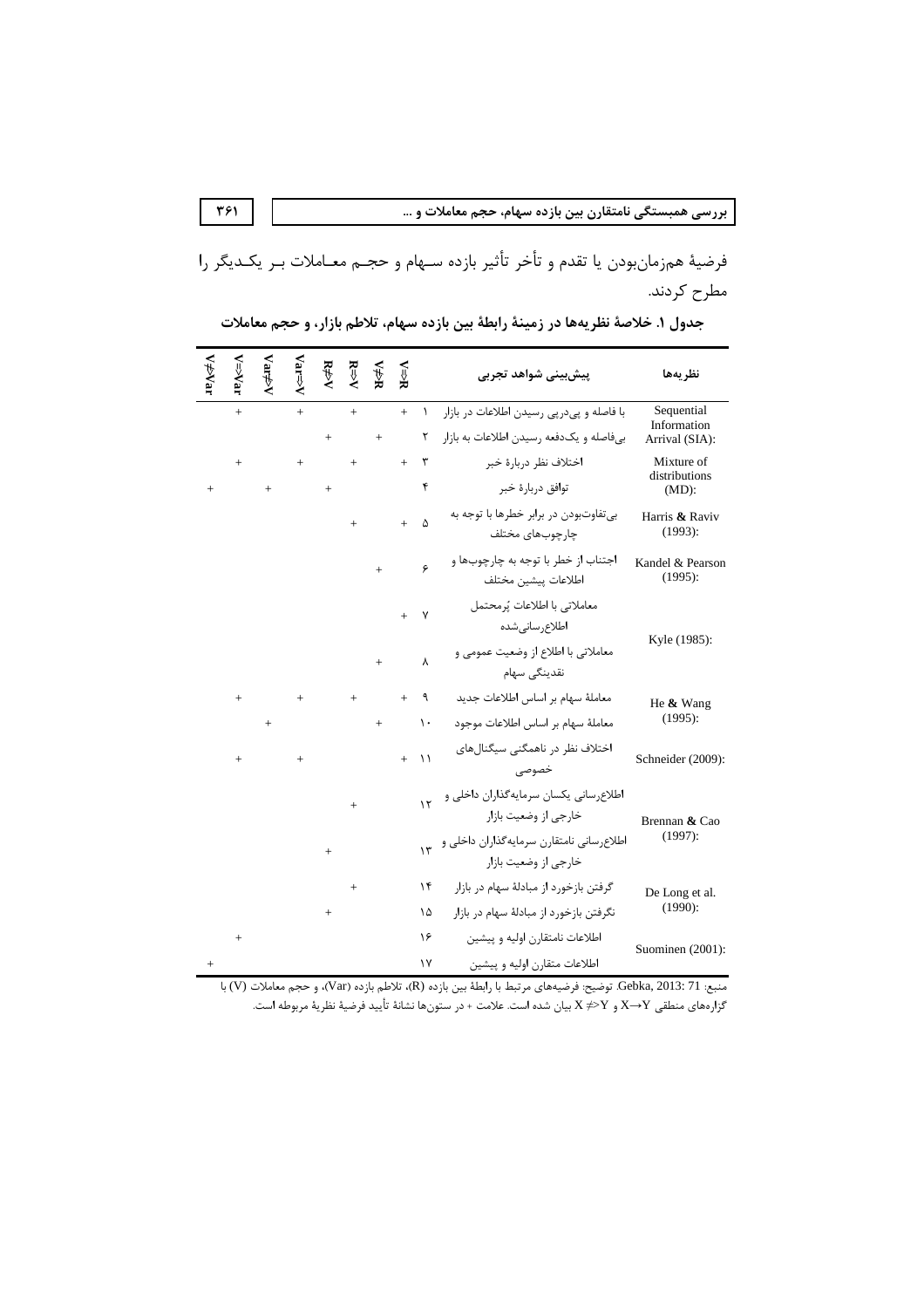فرضیهٔ هم‌زمان‌بودن یا تقدم و تأخر تأثیر بازده سهام و حجم معاملات بر یکدیگر را مطرح کردند.

**جدول ۱. خلاصهٔ نظریه‌ها در زمینهٔ رابطهٔ بین بازده سهام، تلاطم بازار، و حجم معاملات**

| نظریه‌ها | پیش‌بینی شواهد تجربی | | $V \Rightarrow R$ | $V \not\Rightarrow R$ | $R \Rightarrow V$ | $R \not\Rightarrow V$ | $Var \Rightarrow V$ | $Var \not\Rightarrow V$ | $V \Rightarrow Var$ | $V \not\Rightarrow Var$ |
|---|---|---|---|---|---|---|---|---|---|---|
| Sequential Information Arrival (SIA): | با فاصله و پی‌درپی رسیدن اطلاعات در بازار | ۱ | + | | + | | + | | + | |
| | بی‌فاصله و یک‌دفعه رسیدن اطلاعات به بازار | ۲ | | + | | + | | | | |
| Mixture of distributions (MD): | اختلاف نظر دربارهٔ خبر | ۳ | + | | + | | + | | + | |
| | توافق دربارهٔ خبر | ۴ | | | | + | | + | | + |
| Harris & Raviv (1993): | بی‌تفاوت‌بودن در برابر خطرها با توجه به چارچوب‌های مختلف | ۵ | + | | + | | | | | |
| Kandel & Pearson (1995): | اجتناب از خطر با توجه به چارچوب‌ها و اطلاعات پیشین مختلف | ۶ | | + | | | | | | |
| Kyle (1985): | معاملاتی با اطلاعات پُرمحتمل اطلاع‌رسانی‌شده | ۷ | + | | | | | | | |
| | معاملاتی با اطلاع از وضعیت عمومی و نقدینگی سهام | ۸ | | + | | | | | | |
| He & Wang (1995): | معاملهٔ سهام بر اساس اطلاعات جدید | ۹ | + | | + | | + | | + | |
| | معاملهٔ سهام بر اساس اطلاعات موجود | ۱۰ | | + | | | | + | | |
| Schneider (2009): | اختلاف نظر در ناهمگنی سیگنال‌های خصوصی | ۱۱ | + | | | | + | | + | |
| Brennan & Cao (1997): | اطلاع‌رسانی یکسان سرمایه‌گذاران داخلی و خارجی از وضعیت بازار | ۱۲ | | | + | | | | | |
| | اطلاع‌رسانی نامتقارن سرمایه‌گذاران داخلی و خارجی از وضعیت بازار | ۱۳ | | | | + | | | | |
| De Long et al. (1990): | گرفتن بازخورد از مبادلهٔ سهام در بازار | ۱۴ | | | + | | | | | |
| | نگرفتن بازخورد از مبادلهٔ سهام در بازار | ۱۵ | | | | + | | | | |
| Suominen (2001): | اطلاعات نامتقارن اولیه و پیشین | ۱۶ | | | | | | | + | |
| | اطلاعات متقارن اولیه و پیشین | ۱۷ | | | | | | | | + |

منبع: Gebka, 2013: 71. توضیح: فرضیه‌های مرتبط با رابطهٔ بین بازده (R)، تلاطم بازده (Var)، و حجم معاملات (V) با گزاره‌های منطقی $X \rightarrow Y$ و $X \not\Rightarrow Y$ بیان شده است. علامت + در ستون‌ها نشانهٔ تأیید فرضیهٔ نظریهٔ مربوطه است.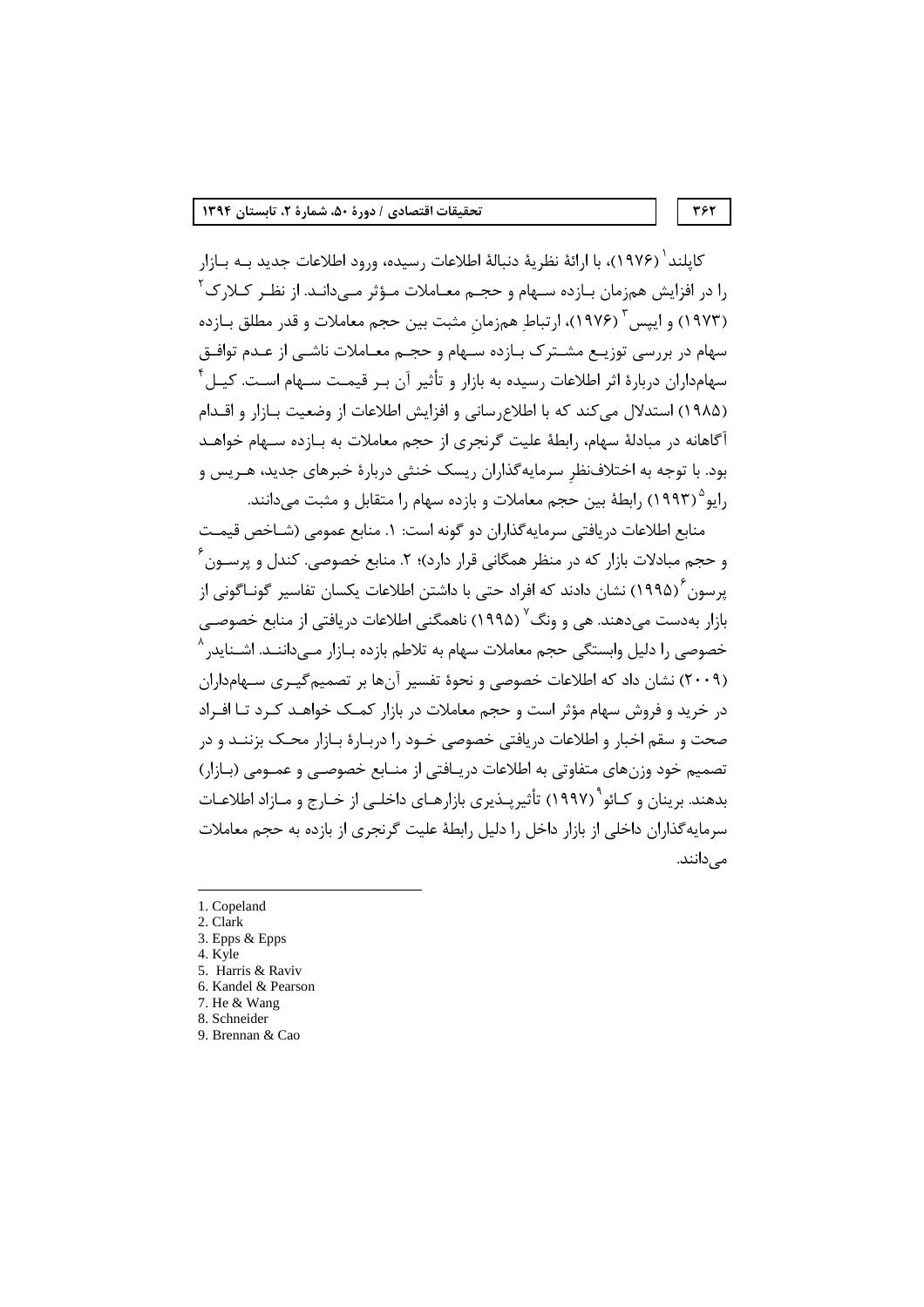کاپلند[1] (۱۹۷۶)، با ارائهٔ نظریهٔ دنبالهٔ اطلاعات رسیده، ورود اطلاعات جدید به بازار را در افزایش هم‌زمان بازده سهام و حجم معاملات مؤثر می‌داند. از نظر کلارک[2] (۱۹۷۳) و ایپس[3] (۱۹۷۶)، ارتباطِ هم‌زمانِ مثبت بین حجم معاملات و قدر مطلق بازده سهام در بررسی توزیع مشترک بازده سهام و حجم معاملات ناشی از عدم توافق سهام‌داران دربارهٔ اثر اطلاعات رسیده به بازار و تأثیر آن بر قیمت سهام است. کیل[4] (۱۹۸۵) استدلال می‌کند که با اطلاع‌رسانی و افزایش اطلاعات از وضعیت بازار و اقدام آگاهانه در مبادلهٔ سهام، رابطهٔ علیت گرنجری از حجم معاملات به بازده سهام خواهد بود. با توجه به اختلاف‌نظرِ سرمایه‌گذاران ریسک خنثی دربارهٔ خبرهای جدید، هریس و رایو[5] (۱۹۹۳) رابطهٔ بین حجم معاملات و بازده سهام را متقابل و مثبت می‌دانند.

منابع اطلاعات دریافتی سرمایه‌گذاران دو گونه است: ۱. منابع عمومی (شاخص قیمت و حجم مبادلات بازار که در منظر همگانی قرار دارد)؛ ۲. منابع خصوصی. کندل و پرسون[6] (۱۹۹۵) نشان دادند که افراد حتی با داشتن اطلاعات یکسان تفاسیر گوناگونی از بازار به‌دست می‌دهند. هی و ونگ[7] (۱۹۹۵) ناهمگنی اطلاعات دریافتی از منابع خصوصی را دلیل وابستگی حجم معاملات سهام به تلاطم بازده بازار می‌دانند. اشنایدر[8] (۲۰۰۹) نشان داد که اطلاعات خصوصی و نحوهٔ تفسیر آن‌ها بر تصمیم‌گیری سهام‌داران در خرید و فروش سهام مؤثر است و حجم معاملات در بازار کمک خواهد کرد تا افراد صحت و سقم اخبار و اطلاعات دریافتی خصوصی خود را دربارهٔ بازار محک بزنند و در تصمیم خود وزن‌های متفاوتی به اطلاعات دریافتی از منابع خصوصی و عمومی (بازار) بدهند. برینان و کائو[9] (۱۹۹۷) تأثیرپذیری بازارهای داخلی از خارج و مازاد اطلاعات سرمایه‌گذاران داخلی از بازار داخل را دلیل رابطهٔ علیت گرنجری از بازده به حجم معاملات می‌دانند.

---

1. Copeland
2. Clark
3. Epps & Epps
4. Kyle
5. Harris & Raviv
6. Kandel & Pearson
7. He & Wang
8. Schneider
9. Brennan & Cao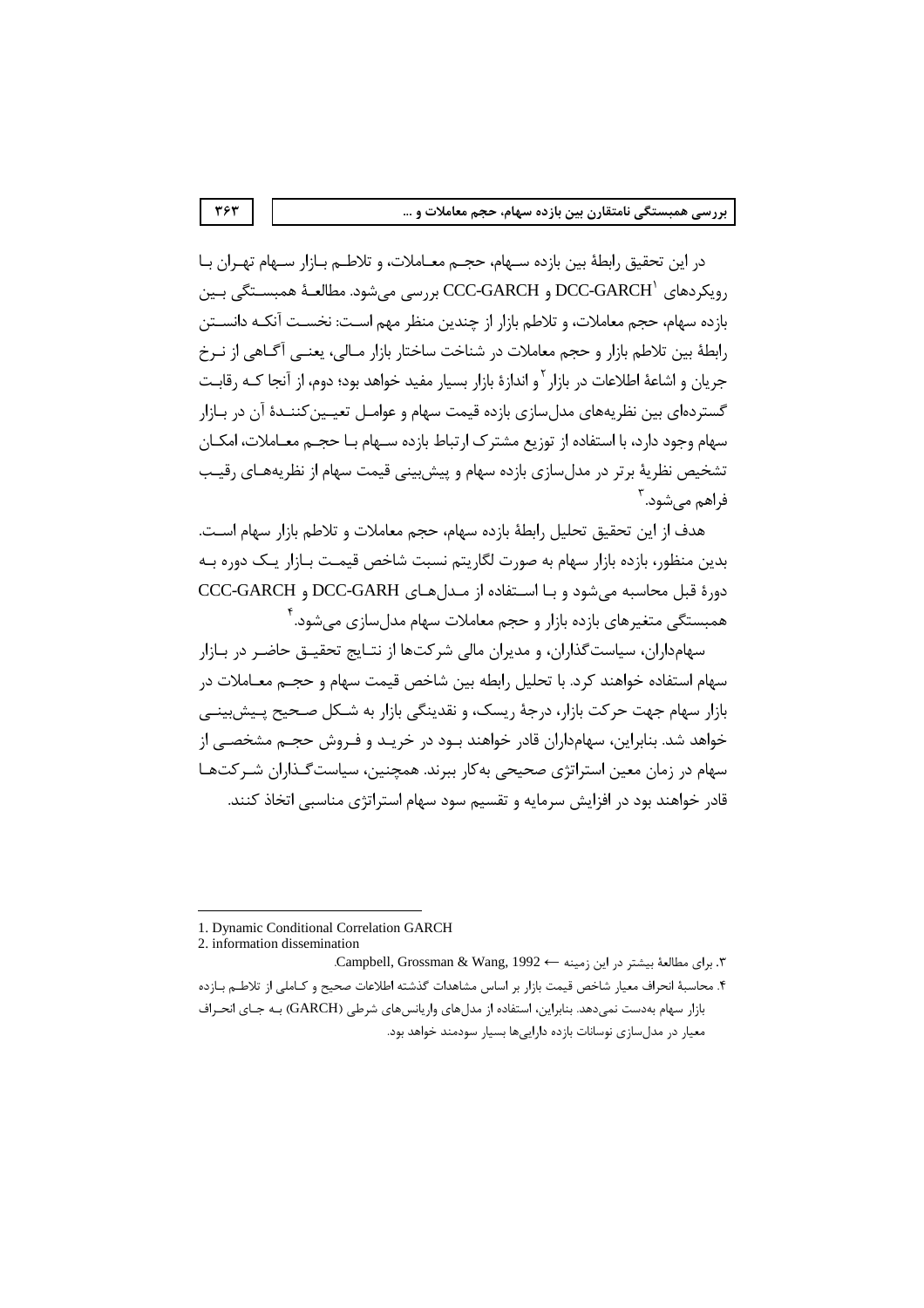در این تحقیق رابطهٔ بین بازده سهام، حجم معاملات، و تلاطم بازار سهام تهران با رویکردهای DCC-GARCH[1] و CCC-GARCH بررسی می‌شود. مطالعهٔ همبستگی بین بازده سهام، حجم معاملات، و تلاطم بازار از چندین منظر مهم است: نخست آنکه دانستن رابطهٔ بین تلاطم بازار و حجم معاملات در شناخت ساختار بازار مالی، یعنی آگاهی از نرخ جریان و اشاعهٔ اطلاعات در بازار[2] و اندازهٔ بازار بسیار مفید خواهد بود؛ دوم، از آنجا که رقابت گسترده‌ای بین نظریه‌های مدل‌سازی بازده قیمت سهام و عوامل تعیین‌کنندهٔ آن در بازار سهام وجود دارد، با استفاده از توزیع مشترک ارتباط بازده سهام با حجم معاملات، امکان تشخیص نظریهٔ برتر در مدل‌سازی بازده سهام و پیش‌بینی قیمت سهام از نظریه‌های رقیب فراهم می‌شود.[3]

هدف از این تحقیق تحلیل رابطهٔ بازده سهام، حجم معاملات و تلاطم بازار سهام است. بدین منظور، بازده بازار سهام به صورت لگاریتم نسبت شاخص قیمت بازار یک دوره به دورهٔ قبل محاسبه می‌شود و با استفاده از مدل‌های DCC-GARH و CCC-GARCH همبستگی متغیرهای بازده بازار و حجم معاملات سهام مدل‌سازی می‌شود.[4]

سهامداران، سیاست‌گذاران، و مدیران مالی شرکت‌ها از نتایج تحقیق حاضر در بازار سهام استفاده خواهند کرد. با تحلیل رابطه بین شاخص قیمت سهام و حجم معاملات در بازار سهام جهت حرکت بازار، درجهٔ ریسک، و نقدینگی بازار به شکل صحیح پیش‌بینی خواهد شد. بنابراین، سهامداران قادر خواهند بود در خرید و فروش حجم مشخصی از سهام در زمان معین استراتژی صحیحی به‌کار ببرند. همچنین، سیاست‌گذاران شرکت‌ها قادر خواهند بود در افزایش سرمایه و تقسیم سود سهام استراتژی مناسبی اتخاذ کنند.

---

1. Dynamic Conditional Correlation GARCH
2. information dissemination
3. برای مطالعهٔ بیشتر در این زمینه ← Campbell, Grossman & Wang, 1992.
4. محاسبهٔ انحراف معیار شاخص قیمت بازار بر اساس مشاهدات گذشته اطلاعات صحیح و کاملی از تلاطم بازده بازار سهام به‌دست نمی‌دهد. بنابراین، استفاده از مدل‌های واریانس‌های شرطی (GARCH) به جای انحراف معیار در مدل‌سازی نوسانات بازده دارایی‌ها بسیار سودمند خواهد بود.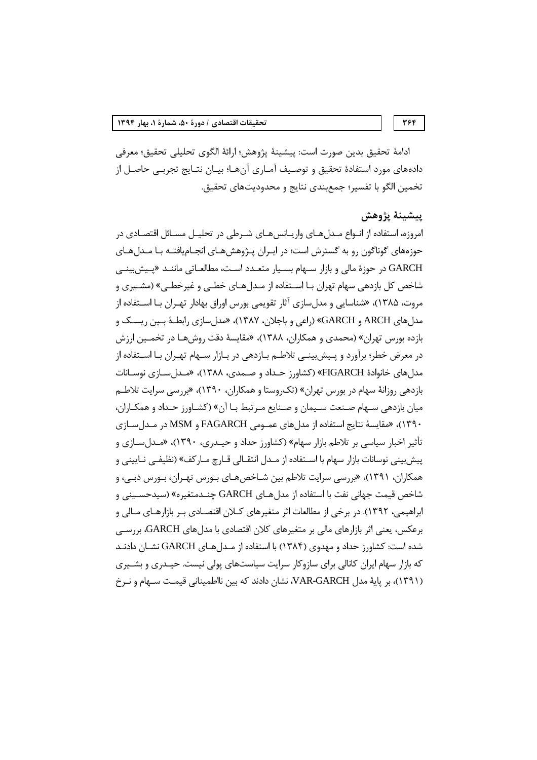ادامهٔ تحقیق بدین صورت است: پیشینهٔ پژوهش؛ ارائهٔ الگوی تحلیلی تحقیق؛ معرفی داده‌های مورد استفادهٔ تحقیق و توصیف آماری آن‌ها؛ بیان نتایج تجربی حاصل از تخمین الگو با تفسیر؛ جمع‌بندی نتایج و محدودیت‌های تحقیق.

## پیشینهٔ پژوهش

امروزه، استفاده از انواع مدل‌های واریانس‌های شرطی در تحلیل مسائل اقتصادی در حوزه‌های گوناگون رو به گسترش است؛ در ایران پژوهش‌های انجام‌یافته با مدل‌های GARCH در حوزهٔ مالی و بازار سهام بسیار متعدد است، مطالعاتی مانند «پیش‌بینی شاخص کل بازدهی سهام تهران با استفاده از مدل‌های خطی و غیرخطی» (مشیری و مروت، ۱۳۸۵)، «شناسایی و مدل‌سازی آثار تقویمی بورس اوراق بهادار تهران با استفاده از مدل‌های ARCH و GARCH» (راعی و باجلان، ۱۳۸۷)، «مدل‌سازی رابطهٔ بین ریسک و بازده بورس تهران» (محمدی و همکاران، ۱۳۸۸)، «مقایسهٔ دقت روش‌ها در تخمین ارزش در معرض خطر؛ برآورد و پیش‌بینی تلاطم بازدهی در بازار سهام تهران با استفاده از مدل‌های خانوادهٔ FIGARCH» (کشاورز حداد و صمدی، ۱۳۸۸)، «مدل‌سازی نوسانات بازدهی روزانهٔ سهام در بورس تهران» (تکروستا و همکاران، ۱۳۹۰)، «بررسی سرایت تلاطم میان بازدهی سهام صنعت سیمان و صنایع مرتبط با آن» (کشاورز حداد و همکاران، ۱۳۹۰)، «مقایسهٔ نتایج استفاده از مدل‌های عمومی FAGARCH و MSM در مدل‌سازی تأثیر اخبار سیاسی بر تلاطم بازار سهام» (کشاورز حداد و حیدری، ۱۳۹۰)، «مدل‌سازی و پیش‌بینی نوسانات بازار سهام با استفاده از مدل انتقالی قارچ مارکف» (نظیفی نایینی و همکاران، ۱۳۹۱)، «بررسی سرایت تلاطم بین شاخص‌های بورس تهران، بورس دبی، و شاخص قیمت جهانی نفت با استفاده از مدل‌های GARCH چندمتغیره» (سیدحسینی و ابراهیمی، ۱۳۹۲). در برخی از مطالعات اثر متغیرهای کلان اقتصادی بر بازارهای مالی و برعکس، یعنی اثر بازارهای مالی بر متغیرهای کلان اقتصادی با مدل‌های GARCH، بررسی شده است: کشاورز حداد و مهدوی (۱۳۸۴) با استفاده از مدل‌های GARCH نشان دادند که بازار سهام ایران کانالی برای سازوکار سرایت سیاست‌های پولی نیست. حیدری و بشیری (۱۳۹۱)، بر پایهٔ مدل VAR-GARCH، نشان دادند که بین نااطمینانی قیمت سهام و نرخ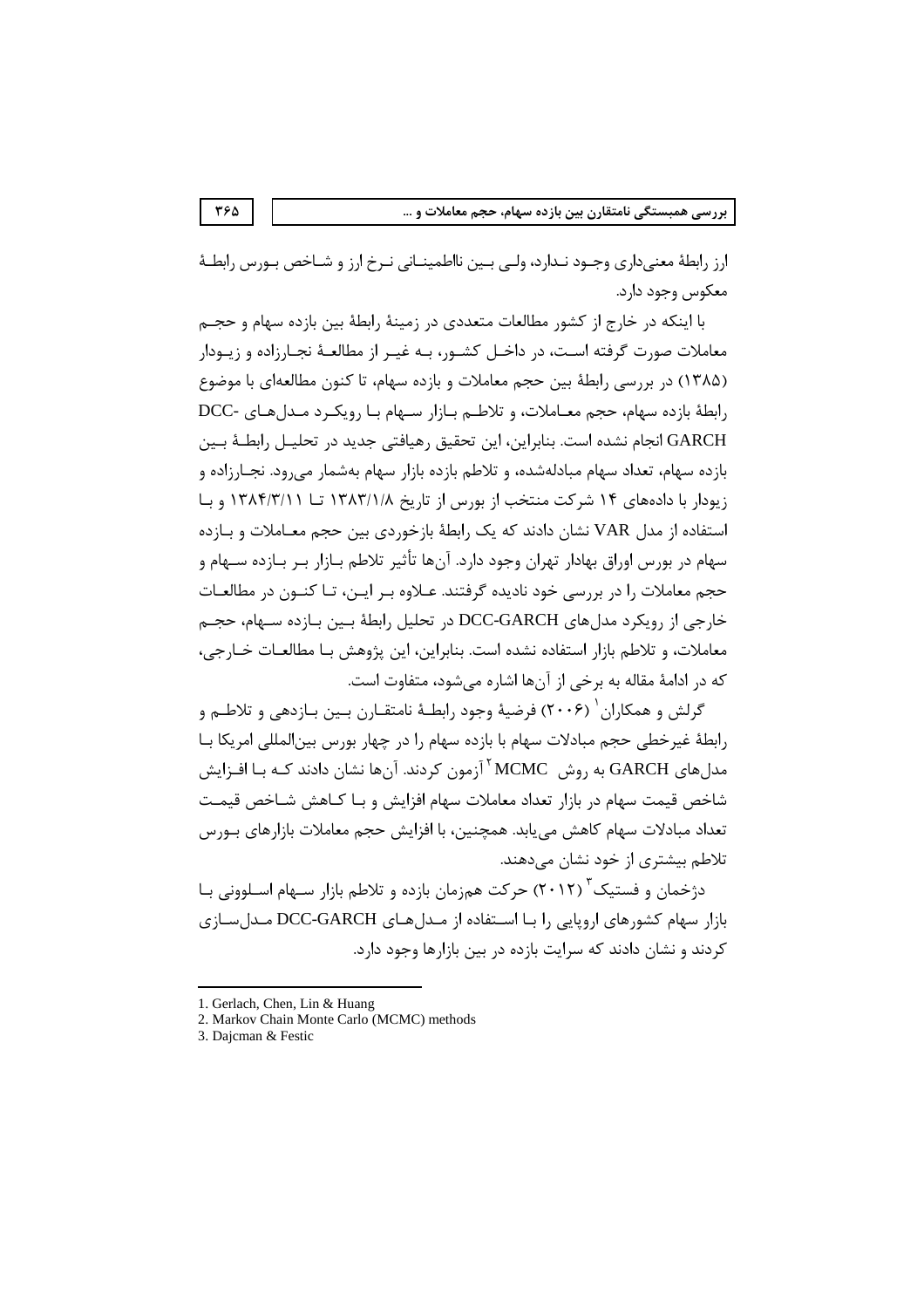ارز رابطهٔ معنی‌داری وجود ندارد، ولی بین نااطمینانی نرخ ارز و شاخص بورس رابطهٔ معکوس وجود دارد.

با اینکه در خارج از کشور مطالعات متعددی در زمینهٔ رابطهٔ بین بازده سهام و حجم معاملات صورت گرفته است، در داخل کشور، به غیر از مطالعهٔ نجارزاده و زیودار (۱۳۸۵) در بررسی رابطهٔ بین حجم معاملات و بازده سهام، تا کنون مطالعه‌ای با موضوع رابطهٔ بازده سهام، حجم معاملات، و تلاطم بازار سهام با رویکرد مدل‌های DCC-GARCH انجام نشده است. بنابراین، این تحقیق رهیافتی جدید در تحلیل رابطهٔ بین بازده سهام، تعداد سهام مبادله‌شده، و تلاطم بازده بازار سهام به‌شمار می‌رود. نجارزاده و زیودار با داده‌های ۱۴ شرکت منتخب از بورس از تاریخ ۱۳۸۳/۱/۸ تا ۱۳۸۴/۳/۱۱ و با استفاده از مدل VAR نشان دادند که یک رابطهٔ بازخوردی بین حجم معاملات و بازده سهام در بورس اوراق بهادار تهران وجود دارد. آن‌ها تأثیر تلاطم بازار بر بازده سهام و حجم معاملات را در بررسی خود نادیده گرفتند. علاوه بر این، تا کنون در مطالعات خارجی از رویکرد مدل‌های DCC-GARCH در تحلیل رابطهٔ بین بازده سهام، حجم معاملات، و تلاطم بازار استفاده نشده است. بنابراین، این پژوهش با مطالعات خارجی، که در ادامهٔ مقاله به برخی از آن‌ها اشاره می‌شود، متفاوت است.

گرلش و همکاران[1] (۲۰۰۶) فرضیهٔ وجود رابطهٔ نامتقارن بین بازدهی و تلاطم و رابطهٔ غیرخطی حجم مبادلات سهام با بازده سهام را در چهار بورس بین‌المللی امریکا با مدل‌های GARCH به روش MCMC[2] آزمون کردند. آن‌ها نشان دادند که با افزایش شاخص قیمت سهام در بازار تعداد معاملات سهام افزایش و با کاهش شاخص قیمت تعداد مبادلات سهام کاهش می‌یابد. همچنین، با افزایش حجم معاملات بازارهای بورس تلاطم بیشتری از خود نشان می‌دهند.

دژخمان و فستیک[3] (۲۰۱۲) حرکت هم‌زمان بازده و تلاطم بازار سهام اسلوونی با بازار سهام کشورهای اروپایی را با استفاده از مدل‌های DCC-GARCH مدل‌سازی کردند و نشان دادند که سرایت بازده در بین بازارها وجود دارد.

---

1. Gerlach, Chen, Lin & Huang
2. Markov Chain Monte Carlo (MCMC) methods
3. Dajcman & Festic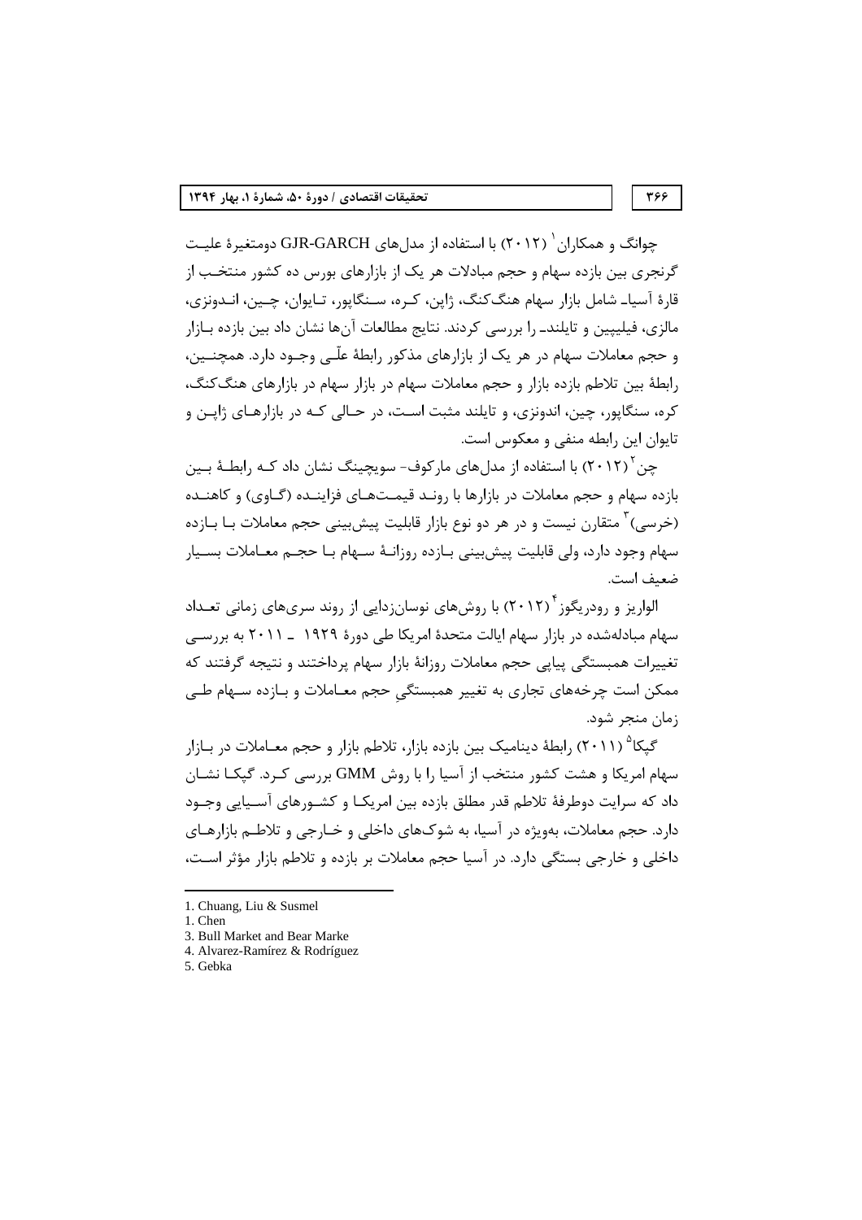چوانگ و همکاران[1] (۲۰۱۲) با استفاده از مدل‌های GJR-GARCH دومتغیرهٔ علیت گرنجری بین بازده سهام و حجم مبادلات هر یک از بازارهای بورس ده کشور منتخب از قارهٔ آسیا- شامل بازار سهام هنگ‌کنگ، ژاپن، کره، سنگاپور، تایوان، چین، اندونزی، مالزی، فیلیپین و تایلند- را بررسی کردند. نتایج مطالعات آن‌ها نشان داد بین بازده بازار و حجم معاملات سهام در هر یک از بازارهای مذکور رابطهٔ علّی وجود دارد. همچنین، رابطهٔ بین تلاطم بازده بازار و حجم معاملات سهام در بازار سهام در بازارهای هنگ‌کنگ، کره، سنگاپور، چین، اندونزی، و تایلند مثبت است، در حالی که در بازارهای ژاپن و تایوان این رابطه منفی و معکوس است.

چن[1] (۲۰۱۲) با استفاده از مدل‌های مارکوف- سویچینگ نشان داد که رابطهٔ بین بازده سهام و حجم معاملات در بازارها با روند قیمت‌های فزاینده (گاوی) و کاهنده (خرسی)[3] متقارن نیست و در هر دو نوع بازار قابلیت پیش‌بینی حجم معاملات با بازده سهام وجود دارد، ولی قابلیت پیش‌بینی بازده روزانهٔ سهام با حجم معاملات بسیار ضعیف است.

الواریز و رودریگوز[4] (۲۰۱۲) با روش‌های نوسان‌زدایی از روند سری‌های زمانی تعداد سهام مبادله‌شده در بازار سهام ایالت متحدهٔ امریکا طی دورهٔ ۱۹۲۹ ـ ۲۰۱۱ به بررسی تغییرات همبستگی پیاپی حجم معاملات روزانهٔ بازار سهام پرداختند و نتیجه گرفتند که ممکن است چرخه‌های تجاری به تغییر همبستگیِ حجم معاملات و بازده سهام طی زمان منجر شود.

گبکا[5] (۲۰۱۱) رابطهٔ دینامیک بین بازده بازار، تلاطم بازار و حجم معاملات در بازار سهام امریکا و هشت کشور منتخب از آسیا را با روش GMM بررسی کرد. گبکا نشان داد که سرایت دوطرفهٔ تلاطم قدر مطلق بازده بین امریکا و کشورهای آسیایی وجود دارد. حجم معاملات، به‌ویژه در آسیا، به شوک‌های داخلی و خارجی و تلاطم بازارهای داخلی و خارجی بستگی دارد. در آسیا حجم معاملات بر بازده و تلاطم بازار مؤثر است،

---

1. Chuang, Liu & Susmel
1. Chen
3. Bull Market and Bear Marke
4. Alvarez-Ramírez & Rodríguez
5. Gebka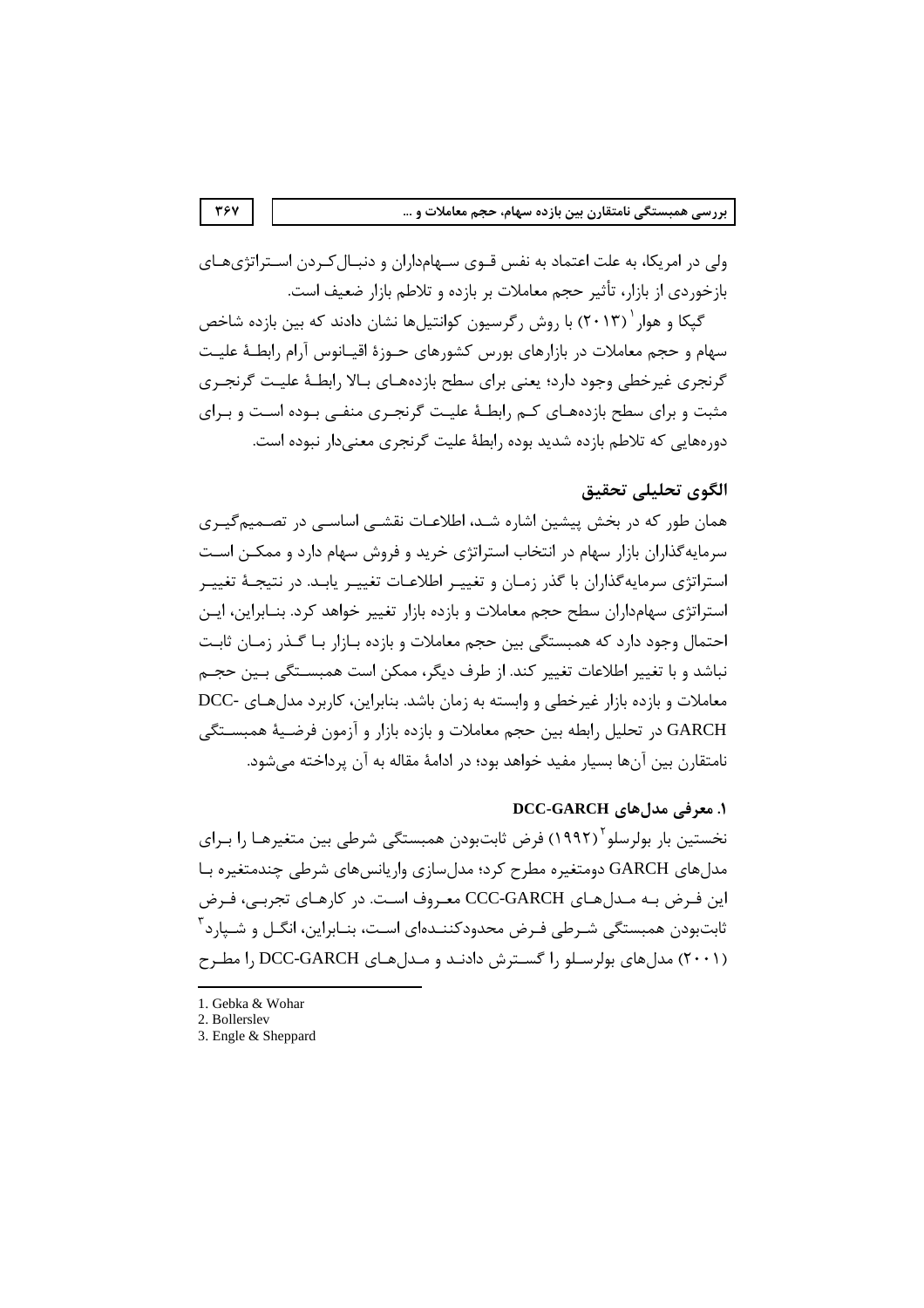ولی در امریکا، به علت اعتماد به نفس قوی سهامداران و دنبال‌کردن استراتژی‌های بازخوردی از بازار، تأثیر حجم معاملات بر بازده و تلاطم بازار ضعیف است.

گپکا و هوار[1] (۲۰۱۳) با روش رگرسیون کوانتیل‌ها نشان دادند که بین بازده شاخص سهام و حجم معاملات در بازارهای بورس کشورهای حوزهٔ اقیانوس آرام رابطهٔ علیت گرنجری غیرخطی وجود دارد؛ یعنی برای سطح بازده‌های بالا رابطهٔ علیت گرنجری مثبت و برای سطح بازده‌های کم رابطهٔ علیت گرنجری منفی بوده است و برای دوره‌هایی که تلاطم بازده شدید بوده رابطهٔ علیت گرنجری معنی‌دار نبوده است.

## الگوی تحلیلی تحقیق

همان طور که در بخش پیشین اشاره شد، اطلاعات نقشی اساسی در تصمیم‌گیری سرمایه‌گذاران بازار سهام در انتخاب استراتژی خرید و فروش سهام دارد و ممکن است استراتژی سرمایه‌گذاران با گذر زمان و تغییر اطلاعات تغییر یابد. در نتیجهٔ تغییر استراتژی سهامداران سطح حجم معاملات و بازده بازار تغییر خواهد کرد. بنابراین، این احتمال وجود دارد که همبستگی بین حجم معاملات و بازده بازار با گذر زمان ثابت نباشد و با تغییر اطلاعات تغییر کند. از طرف دیگر، ممکن است همبستگی بین حجم معاملات و بازده بازار غیرخطی و وابسته به زمان باشد. بنابراین، کاربرد مدل‌های DCC-GARCH در تحلیل رابطه بین حجم معاملات و بازده بازار و آزمون فرضیهٔ همبستگی نامتقارن بین آن‌ها بسیار مفید خواهد بود؛ در ادامهٔ مقاله به آن پرداخته می‌شود.

### ۱. معرفی مدل‌های DCC-GARCH

نخستین بار بولرسلو[2] (۱۹۹۲) فرض ثابت‌بودن همبستگی شرطی بین متغیرها را برای مدل‌های GARCH دومتغیره مطرح کرد؛ مدل‌سازی واریانس‌های شرطی چندمتغیره با این فرض به مدل‌های CCC-GARCH معروف است. در کارهای تجربی، فرض ثابت‌بودن همبستگی شرطی فرض محدودکننده‌ای است، بنابراین، انگل و شپارد[3] (۲۰۰۱) مدل‌های بولرسلو را گسترش دادند و مدل‌های DCC-GARCH را مطرح

---

1. Gebka & Wohar
2. Bollerslev
3. Engle & Sheppard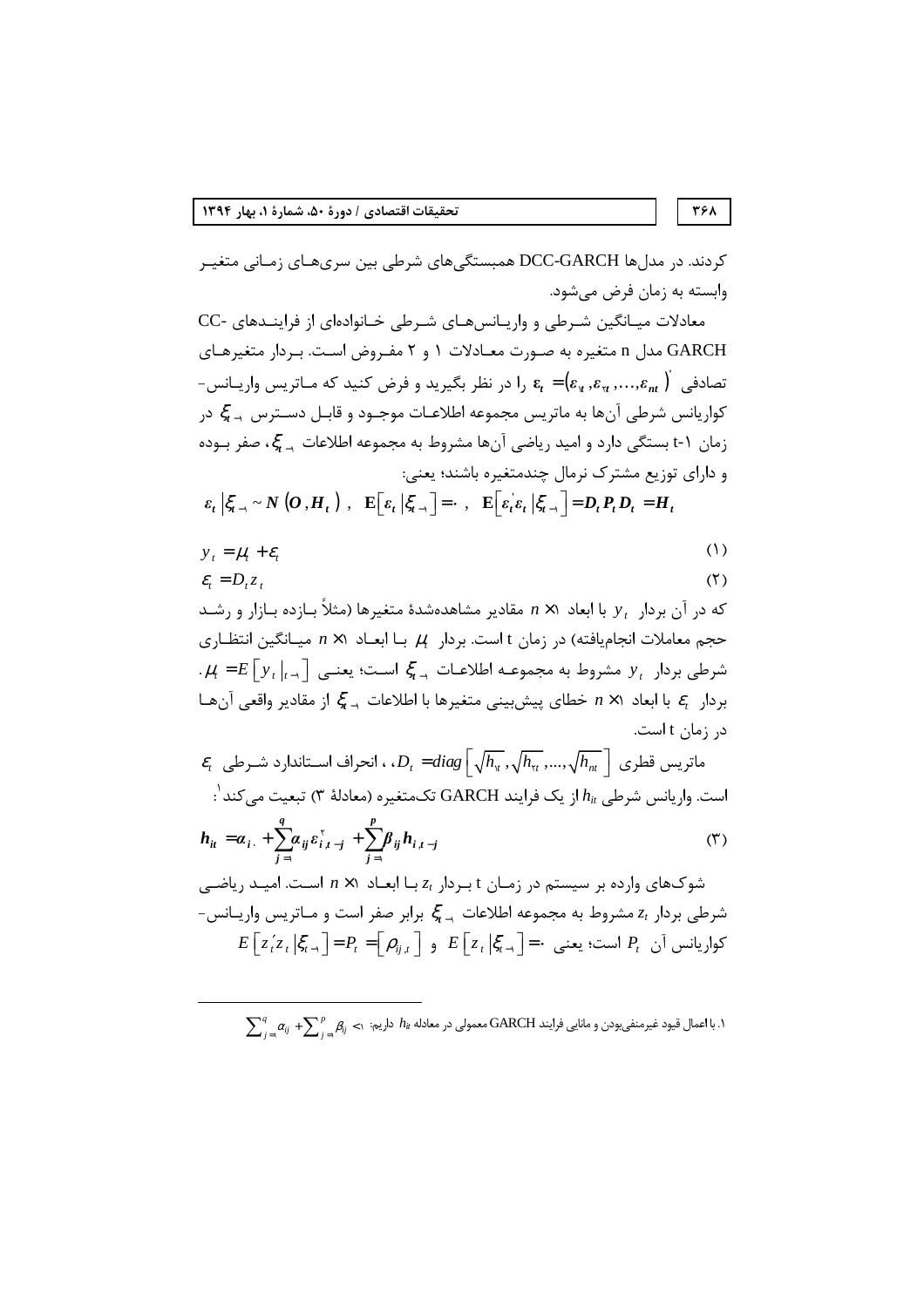کردند. در مدل‌ها DCC-GARCH همبستگی‌های شرطی بین سری‌های زمانی متغیر وابسته به زمان فرض می‌شود.

معادلات میانگین شرطی و واریانس‌های شرطی خانواده‌ای از فرایندهای CC-GARCH مدل n متغیره به صورت معادلات ۱ و ۲ مفروض است. بردار متغیرهای تصادفی $\varepsilon_t = (\varepsilon_{1t}, \varepsilon_{2t}, ..., \varepsilon_{nt})'$ را در نظر بگیرید و فرض کنید که ماتریس واریانس-کواریانس شرطی آن‌ها به ماتریس مجموعه اطلاعات موجود و قابل دسترس $\xi_{t-1}$ در زمان t-1 بستگی دارد و امید ریاضی آن‌ها مشروط به مجموعه اطلاعات $\xi_{t-1}$، صفر بوده و دارای توزیع مشترک نرمال چندمتغیره باشند؛ یعنی:

$$\varepsilon_t \left| \xi_{t-1} \sim N\left(O, H_t\right), \quad \mathrm{E}\left[\varepsilon_t \left| \xi_{t-1}\right.\right] = 0, \quad \mathrm{E}\left[\varepsilon_t' \varepsilon_t \left| \xi_{t-1}\right.\right] = D_t P_t D_t = H_t\right.$$

$$y_t = \mu_t + \varepsilon_t \tag{1}$$

$$\varepsilon_t = D_t z_t \tag{2}$$

که در آن بردار $y_t$ با ابعاد $n \times 1$ مقادیر مشاهده‌شدهٔ متغیرها (مثلاً بازده بازار و رشد حجم معاملات انجام‌یافته) در زمان t است. بردار $\mu_t$ با ابعاد $n \times 1$ میانگین انتظاری شرطی بردار $y_t$ مشروط به مجموعه اطلاعات $\xi_{t-1}$ است؛ یعنی $\mu_t = E\left[y_t \left|_{t-1}\right.\right]$. بردار $\varepsilon_t$ با ابعاد $n \times 1$ خطای پیش‌بینی متغیرها با اطلاعات $\xi_{t-1}$ از مقادیر واقعی آن‌ها در زمان t است.

ماتریس قطری $D_t = diag\left[\sqrt{h_{1t}}, \sqrt{h_{2t}}, ..., \sqrt{h_{nt}}\right]$، انحراف استاندارد شرطی $\varepsilon_t$ است. واریانس شرطی $h_{it}$ از یک فرایند GARCH تک‌متغیره (معادلهٔ ۳) تبعیت می‌کند[1]:

$$h_{it} = \alpha_{i0} + \sum_{j=1}^{q} \alpha_{ij} \varepsilon_{i,t-j}^2 + \sum_{j=1}^{p} \beta_{ij} h_{i,t-j} \tag{3}$$

شوک‌های وارده بر سیستم در زمان t بردار $z_t$ با ابعاد $n \times 1$ است. امید ریاضی شرطی بردار $z_t$ مشروط به مجموعه اطلاعات $\xi_{t-1}$ برابر صفر است و ماتریس واریانس-کواریانس آن $P_t$ است؛ یعنی $E\left[z_t \left| \xi_{t-1}\right.\right] = 0$ و $E\left[z_t' z_t \left| \xi_{t-1}\right.\right] = P_t = \left[\rho_{ij,t}\right]$

---

۱. با اعمال قیود غیرمنفی‌بودن و مانایی فرایند GARCH معمولی در معادله $h_{it}$ داریم: $\sum_{j=1}^{q} \alpha_{ij} + \sum_{j=1}^{p} \beta_{ij} < 1$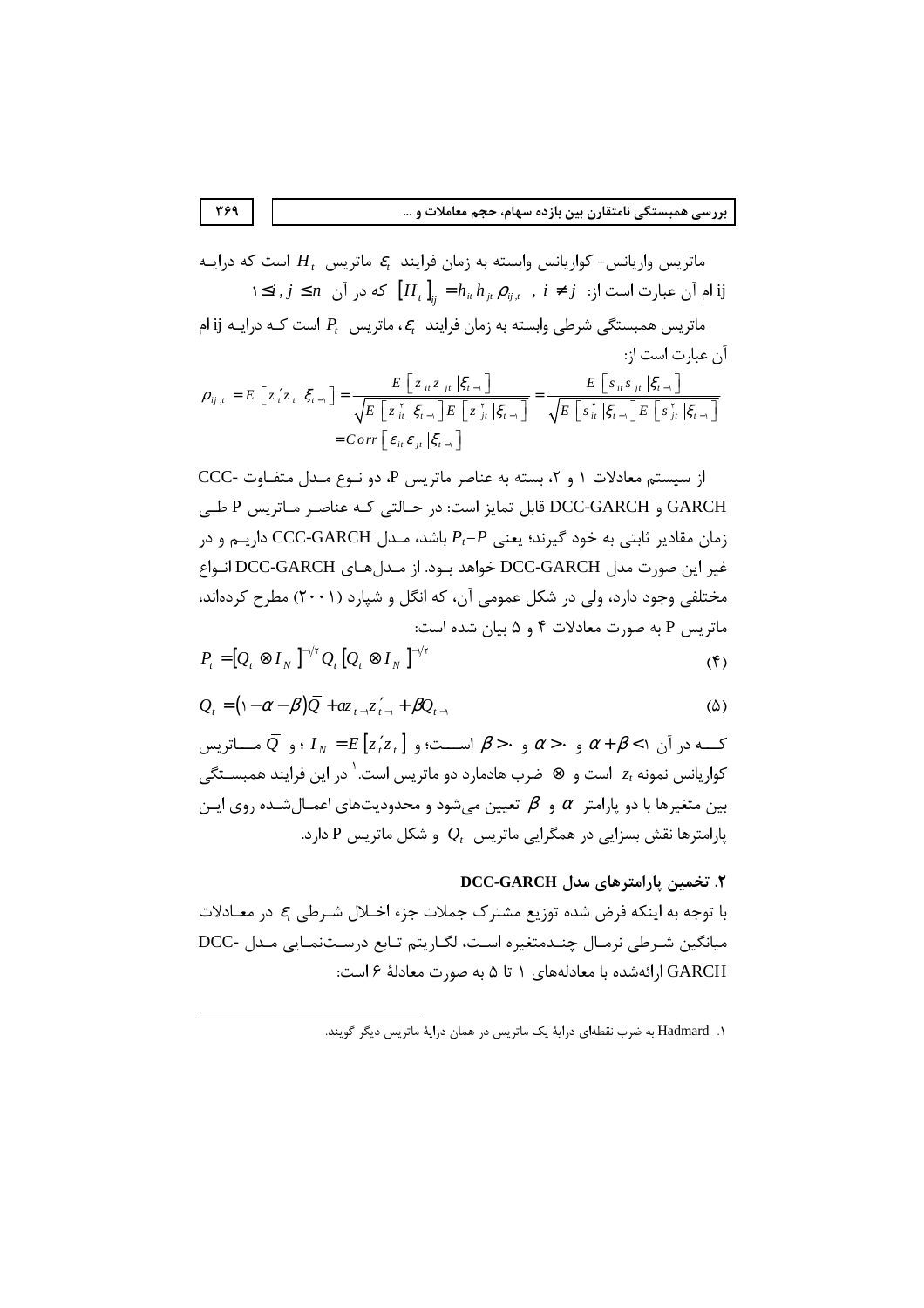ماتریس واریانس- کوواریانس وابسته به زمان فرایند $\varepsilon_t$ ماتریس $H_t$ است که درایـه ij ام آن عبارت است از: $[H_t]_{ij} = h_{it} h_{jt} \rho_{ij,t} \;, \; i \neq j$ که در آن $1 \leq i, j \leq n$

ماتریس همبستگی شرطی وابسته به زمان فرایند $\varepsilon_t$، ماتریس $P_t$ است کـه درایـه ij ام آن عبارت است از:

$$\rho_{ij,t} = E\left[z_t' z_t \,|\xi_{t-1}\right] = \frac{E\left[z_{it} z_{jt} \,|\xi_{t-1}\right]}{\sqrt{E\left[z_{it}^2 \,|\xi_{t-1}\right] E\left[z_{jt}^2 \,|\xi_{t-1}\right]}} = \frac{E\left[s_{it} s_{jt} \,|\xi_{t-1}\right]}{\sqrt{E\left[s_{it}^2 \,|\xi_{t-1}\right] E\left[s_{jt}^2 \,|\xi_{t-1}\right]}}$$
$$= Corr\left[\varepsilon_{it} \varepsilon_{jt} \,|\xi_{t-1}\right]$$

از سیستم معادلات ۱ و ۲، بسته به عناصر ماتریس P، دو نـوع مـدل متفـاوت CCC-GARCH و DCC-GARCH قابل تمایز است: در حـالتی کـه عناصـر مـاتریس P طـی زمان مقادیر ثابتی به خود گیرند؛ یعنی $P_t=P$ باشد، مـدل CCC-GARCH داریـم و در غیر این صورت مدل DCC-GARCH خواهد بـود. از مـدل‌هـای DCC-GARCH انـواع مختلفی وجود دارد، ولی در شکل عمومی آن، که انگل و شپارد (۲۰۰۱) مطرح کرده‌اند، ماتریس P به صورت معادلات ۴ و ۵ بیان شده است:

$$P_t = \left[Q_t \otimes I_N\right]^{-1/2} Q_t \left[Q_t \otimes I_N\right]^{-1/2} \tag{۴}$$

$$Q_t = (1-\alpha-\beta)\bar{Q} + \alpha z_{t-1} z_{t-1}' + \beta Q_{t-1} \tag{۵}$$

کـــه در آن $\alpha+\beta<1$ و $\alpha>0$ و $\beta>0$ اســـت؛ و $I_N = E\left[z_t' z_t\right]$ ؛ و $\bar{Q}$ مـــاتریس کوواریانس نمونه $z_t$ است و $\otimes$ ضرب هادمارد دو ماتریس است.[1] در این فرایند همبسـتگی بین متغیرها با دو پارامتر $\alpha$ و $\beta$ تعیین می‌شود و محدودیت‌های اعمـال‌شـده روی ایـن پارامترها نقش بسزایی در همگرایی ماتریس $Q_t$ و شکل ماتریس P دارد.

### ۲. تخمین پارامترهای مدل DCC-GARCH

با توجه به اینکه فرض شده توزیع مشترک جملات جزء اخـلال شـرطی $\varepsilon_t$ در معـادلات میانگین شـرطی نرمـال چنـدمتغیره اسـت، لگـاریتم تـابع درسـت‌نمـایی مـدل DCC-GARCH ارائه‌شده با معادله‌های ۱ تا ۵ به صورت معادلهٔ ۶ است:

---

۱. Hadmard به ضرب نقطه‌ای درایهٔ یک ماتریس در همان درایهٔ ماتریس دیگر گویند.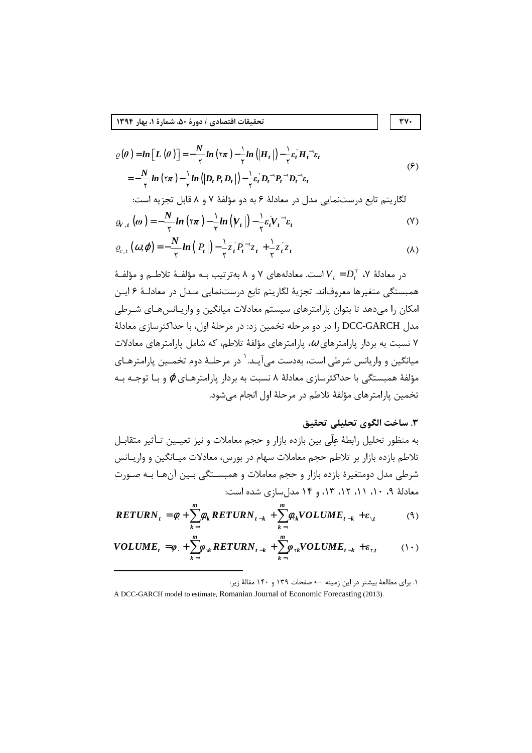$$\ell(\theta)=ln\left[L(\theta)\right]=-\frac{N}{2}ln(2\pi)-\frac{1}{2}ln(|H_t|)-\frac{1}{2}\varepsilon_t' H_t^{-1}\varepsilon_t$$
$$=-\frac{N}{2}ln(2\pi)-\frac{1}{2}ln(|D_t P_t D_t|)-\frac{1}{2}\varepsilon_t' D_t^{-1}P_t^{-1}D_t^{-1}\varepsilon_t \qquad (6)$$

لگاریتم تابع درست‌نمایی مدل در معادلهٔ ۶ به دو مؤلفهٔ ۷ و ۸ قابل تجزیه است:

$$\ell_{V,t}(\omega)=-\frac{N}{2}ln(2\pi)-\frac{1}{2}ln(|V_t|)-\frac{1}{2}\varepsilon_t' V_t^{-1}\varepsilon_t \qquad (7)$$

$$\ell_{c,t}(\omega,\phi)=-\frac{N}{2}ln(|P_t|)-\frac{1}{2}z_t' P_t^{-1}z_t+\frac{1}{2}z_t' z_t \qquad (8)$$

در معادلهٔ ۷، $V_t=D_t^2$ است. معادله‌های ۷ و ۸ به‌ترتیب بـه مؤلفـهٔ تلاطـم و مؤلفـهٔ همبستگی متغیرها معروف‌اند. تجزیهٔ لگاریتم تابع درست‌نمایی مـدل در معادلـهٔ ۶ ایـن امکان را می‌دهد تا بتوان پارامترهای سیستم معادلات میانگین و واریـانس‌هـای شـرطی مدل DCC-GARCH را در دو مرحله تخمین زد: در مرحلهٔ اول، با حداکثرسازی معادلهٔ ۷ نسبت به بردار پارامترهای $\omega$، پارامترهای مؤلفهٔ تلاطم، که شامل پارامترهای معادلات میانگین و واریانس شرطی است، به‌دست می‌آیـد.[1] در مرحلـهٔ دوم تخمـین پارامترهـای مؤلفهٔ همبستگی با حداکثرسازی معادلهٔ ۸ نسبت به بردار پارامترهـای $\phi$ و بـا توجـه بـه تخمین پارامترهای مؤلفهٔ تلاطم در مرحلهٔ اول انجام می‌شود.

### ۳. ساخت الگوی تحلیلی تحقیق

به منظور تحلیل رابطهٔ عِلّی بین بازده بازار و حجم معاملات و نیز تعیـین تـأثیر متقابـل تلاطم بازده بازار بر تلاطم حجم معاملات سهام در بورس، معادلات میـانگین و واریـانس شرطی مدل دومتغیرهٔ بازده بازار و حجم معاملات و همبسـتگی بـین آن‌هـا بـه صـورت معادلهٔ ۹، ۱۰، ۱۱، ۱۲، ۱۳، و ۱۴ مدل‌سازی شده است:

$$RETURN_t=\varphi_0+\sum_{k=1}^{m}\varphi_{1k}RETURN_{t-k}+\sum_{k=1}^{m}\varphi_{1k}VOLUME_{t-k}+\varepsilon_{1,t} \qquad (9)$$

$$VOLUME_t=\varphi_0+\sum_{k=1}^{m}\varphi_{1k}RETURN_{t-k}+\sum_{k=1}^{m}\varphi_{2k}VOLUME_{t-k}+\varepsilon_{2,t} \qquad (10)$$

---

۱. برای مطالعهٔ بیشتر در این زمینه ← صفحات ۱۳۹ و ۱۴۰ مقالهٔ زیر:

A DCC-GARCH model to estimate, Romanian Journal of Economic Forecasting (2013).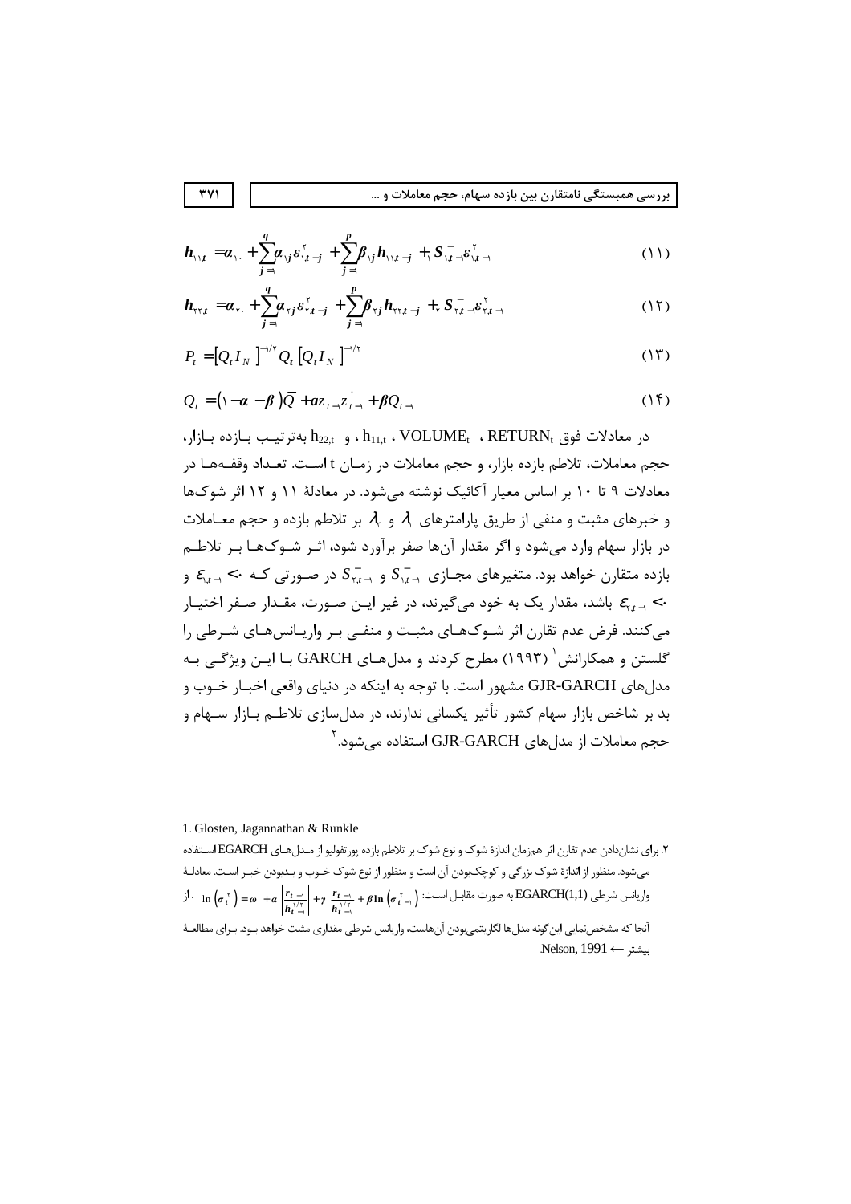$$h_{11,t} = \alpha_{10} + \sum_{j=1}^{q} \alpha_{1j} \varepsilon_{1,t-j}^{2} + \sum_{j=1}^{p} \beta_{1j} h_{11,t-j} + \lambda_1 S_{1,t-1}^{-} \varepsilon_{1,t-1}^{2} \tag{11}$$

$$h_{22,t} = \alpha_{20} + \sum_{j=1}^{q} \alpha_{2j} \varepsilon_{2,t-j}^{2} + \sum_{j=1}^{p} \beta_{2j} h_{22,t-j} + \lambda_2 S_{2,t-1}^{-} \varepsilon_{2,t-1}^{2} \tag{12}$$

$$P_t = \left[Q_t I_N\right]^{-1/2} Q_t \left[Q_t I_N\right]^{-1/2} \tag{13}$$

$$Q_t = (1 - \alpha - \beta)\bar{Q} + \alpha z_{t-1} z_{t-1}^{'} + \beta Q_{t-1} \tag{14}$$

در معادلات فوق $RETURN_t$ ، $VOLUME_t$ ، $h_{11,t}$ ، و $h_{22,t}$ به‌ترتیب بازده بازار، حجم معاملات، تلاطم بازده بازار، و حجم معاملات در زمان t است. تعداد وقفه‌ها در معادلات ۹ تا ۱۰ بر اساس معیار آکائیک نوشته می‌شود. در معادلهٔ ۱۱ و ۱۲ اثر شوک‌ها و خبرهای مثبت و منفی از طریق پارامترهای $\lambda_1$ و $\lambda_2$ بر تلاطم بازده و حجم معاملات در بازار سهام وارد می‌شود و اگر مقدار آن‌ها صفر برآورد شود، اثر شوک‌ها بر تلاطم بازده متقارن خواهد بود. متغیرهای مجازی $S_{1,t-1}^{-}$ و $S_{2,t-1}^{-}$ در صورتی که $\varepsilon_{1,t-1} < 0$ و $\varepsilon_{2,t-1} < 0$ باشد، مقدار یک به خود می‌گیرند، در غیر این صورت، مقدار صفر اختیار می‌کنند. فرض عدم تقارن اثر شوک‌های مثبت و منفی بر واریانس‌های شرطی را گلستن و همکارانش[1] (۱۹۹۳) مطرح کردند و مدل‌های GARCH با این ویژگی به مدل‌های GJR-GARCH مشهور است. با توجه به اینکه در دنیای واقعی اخبار خوب و بد بر شاخص بازار سهام کشور تأثیر یکسانی ندارند، در مدل‌سازی تلاطم بازار سهام و حجم معاملات از مدل‌های GJR-GARCH استفاده می‌شود.[2]

---

1. Glosten, Jagannathan & Runkle

۲. برای نشان‌دادن عدم تقارن اثر همزمان اندازهٔ شوک و نوع شوک بر تلاطم بازده پورتفولیو از مدل‌های EGARCH استفاده می‌شود. منظور از اندازهٔ شوک بزرگی و کوچک‌بودن آن است و منظور از نوع شوک خوب و بدبودن خبر است. معادلهٔ واریانس شرطی EGARCH(1,1) به صورت مقابل است: $\ln\left(\sigma_t^2\right) = \omega + \alpha\left|\frac{r_{t-1}}{h_{t-1}^{1/2}}\right| + \gamma\frac{r_{t-1}}{h_{t-1}^{1/2}} + \beta\ln\left(\sigma_{t-1}^2\right)$. از آنجا که مشخص‌نمایی این‌گونه مدل‌ها لگاریتمی‌بودن آن‌هاست، واریانس شرطی مقداری مثبت خواهد بود. برای مطالعهٔ بیشتر ← Nelson, 1991.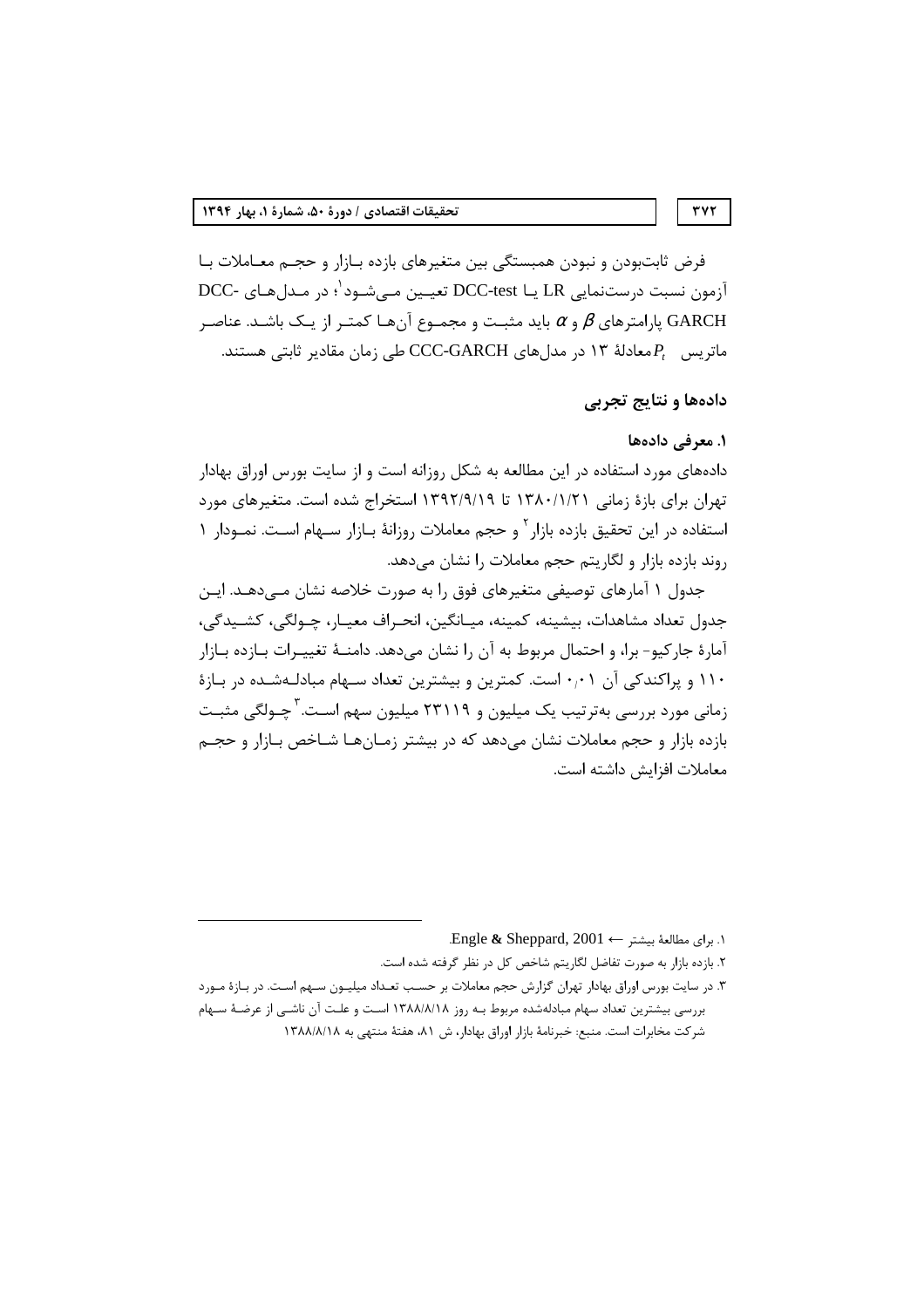فرض ثابت‌بودن و نبودن همبستگی بین متغیرهای بازده بازار و حجم معاملات با آزمون نسبت درست‌نمایی LR یا DCC-test تعیین می‌شود[1]؛ در مدل‌های DCC-GARCH پارامترهای $\beta$ و $\alpha$ باید مثبت و مجموع آن‌ها کمتر از یک باشد. عناصر ماتریس $P_t$ معادلهٔ ۱۳ در مدل‌های CCC-GARCH طی زمان مقادیر ثابتی هستند.

## داده‌ها و نتایج تجربی

### ۱. معرفی داده‌ها

داده‌های مورد استفاده در این مطالعه به شکل روزانه است و از سایت بورس اوراق بهادار تهران برای بازهٔ زمانی ۱۳۸۰/۱/۲۱ تا ۱۳۹۲/۹/۱۹ استخراج شده است. متغیرهای مورد استفاده در این تحقیق بازده بازار[2] و حجم معاملات روزانهٔ بازار سهام است. نمودار ۱ روند بازده بازار و لگاریتم حجم معاملات را نشان می‌دهد.

جدول ۱ آمارهای توصیفی متغیرهای فوق را به صورت خلاصه نشان می‌دهد. این جدول تعداد مشاهدات، بیشینه، کمینه، میانگین، انحراف معیار، چولگی، کشیدگی، آمارهٔ جارکیو- برا، و احتمال مربوط به آن را نشان می‌دهد. دامنهٔ تغییرات بازده بازار ۱۱۰ و پراکندگی آن ۰/۰۱ است. کمترین و بیشترین تعداد سهام مبادله‌شده در بازهٔ زمانی مورد بررسی به‌ترتیب یک میلیون و ۲۳۱۱۹ میلیون سهم است.[3] چولگی مثبت بازده بازار و حجم معاملات نشان می‌دهد که در بیشتر زمان‌ها شاخص بازار و حجم معاملات افزایش داشته است.

---

۱. برای مطالعهٔ بیشتر ← Engle & Sheppard, 2001.

۲. بازده بازار به صورت تفاضل لگاریتم شاخص کل در نظر گرفته شده است.

۳. در سایت بورس اوراق بهادار تهران گزارش حجم معاملات بر حسب تعداد میلیون سهم است. در بازهٔ مورد بررسی بیشترین تعداد سهام مبادله‌شده مربوط به روز ۱۳۸۸/۸/۱۸ است و علت آن ناشی از عرضهٔ سهام شرکت مخابرات است. منبع: خبرنامهٔ بازار اوراق بهادار، ش ۸۱، هفتهٔ منتهی به ۱۳۸۸/۸/۱۸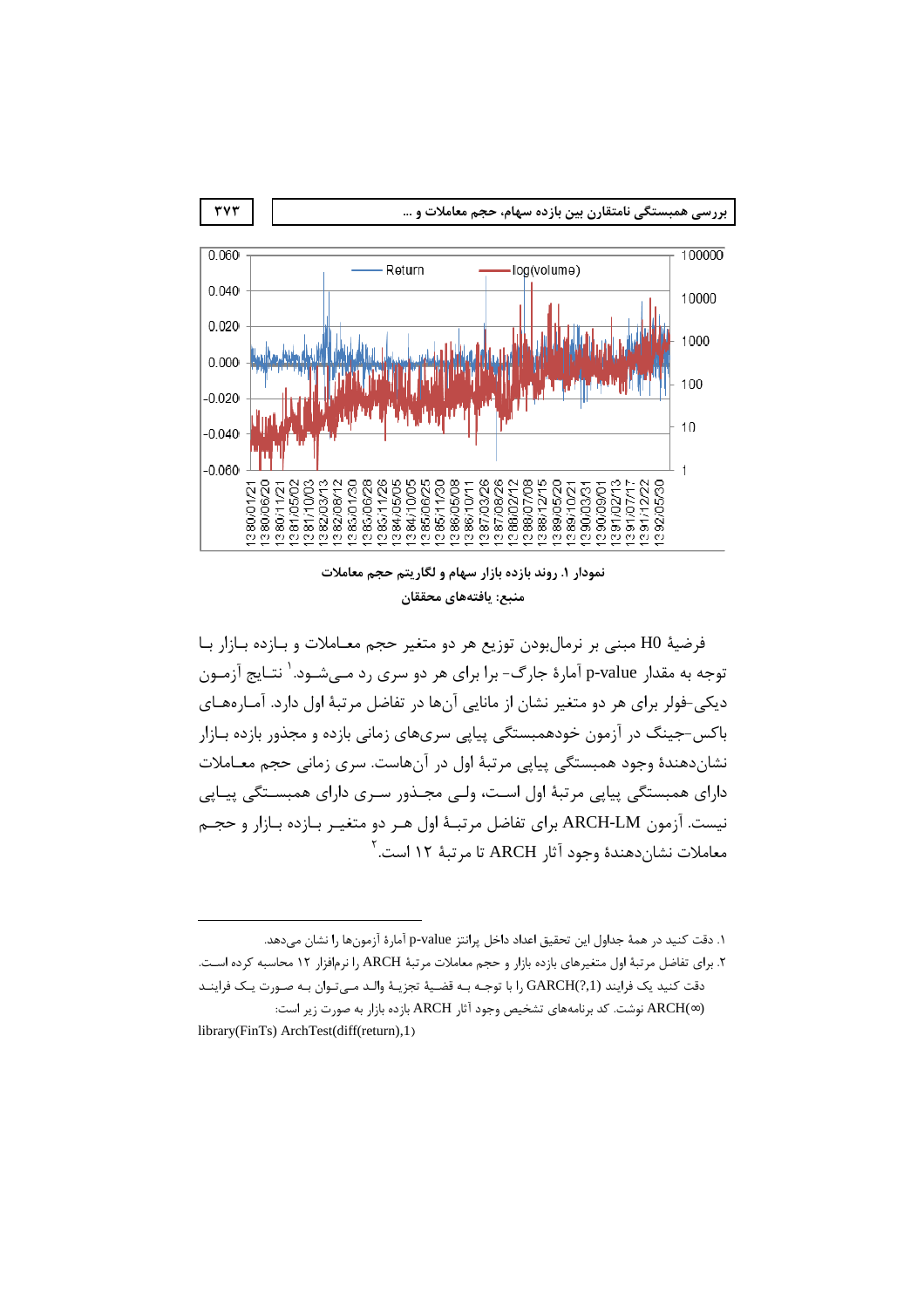نمودار ۱. روند بازده بازار سهام و لگاریتم حجم معاملات

منبع: یافته‌های محققان

فرضیهٔ H0 مبنی بر نرمال‌بودن توزیع هر دو متغیر حجم معـاملات و بـازده بـازار بـا توجه به مقدار p-value آمارهٔ جارگ- برا برای هر دو سری رد مـی‌شـود.[1] نتـایج آزمـون دیکی-فولر برای هر دو متغیر نشان از مانایی آن‌ها در تفاضل مرتبهٔ اول دارد. آمـاره‌هـای باکس-جینگ در آزمون خودهمبستگی پیاپی سری‌های زمانی بازده و مجذور بازده بـازار نشان‌دهندهٔ وجود همبستگی پیاپی مرتبهٔ اول در آن‌هاست. سری زمانی حجم معـاملات دارای همبستگی پیاپی مرتبهٔ اول اسـت، ولـی مجـذور سـری دارای همبسـتگی پیـاپی نیست. آزمون ARCH-LM برای تفاضل مرتبـهٔ اول هـر دو متغیـر بـازده بـازار و حجـم معاملات نشان‌دهندهٔ وجود آثار ARCH تا مرتبهٔ ۱۲ است.[2]

---

۱. دقت کنید در همهٔ جداول این تحقیق اعداد داخل پرانتز p-value آمارهٔ آزمون‌ها را نشان می‌دهد.

۲. برای تفاضل مرتبهٔ اول متغیرهای بازده بازار و حجم معاملات مرتبهٔ ARCH را نرم‌افزار ۱۲ محاسبه کرده اسـت. دقت کنید یک فرایند GARCH(?,1) را با توجـه بـه قضـیهٔ تجزیـهٔ والـد مـی‌تـوان بـه صـورت یـک فراینـد ARCH(∞) نوشت. کد برنامه‌های تشخیص وجود آثار ARCH بازده بازار به صورت زیر است:

```
library(FinTs) ArchTest(diff(return),1)
```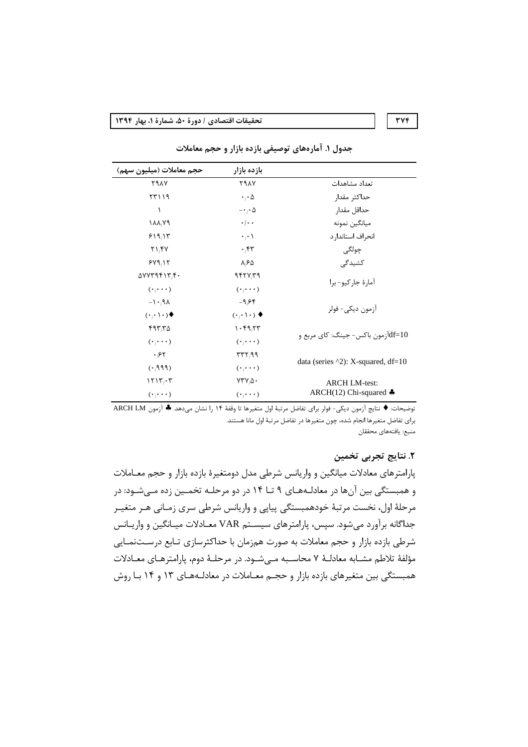جدول ۱. آماره‌های توصیفی بازده بازار و حجم معاملات

| | بازده بازار | حجم معاملات (میلیون سهم) |
|---|---|---|
| تعداد مشاهدات | ۲۹۸۷ | ۲۹۸۷ |
| حداکثر مقدار | ۰/۰۵ | ۲۳۱۱۹ |
| حداقل مقدار | ۰/۰۵- | ۱ |
| میانگین نمونه | ۰/۰۰ | ۱۸۸/۷۹ |
| انحراف استاندارد | ۰/۰۱ | ۶۱۹/۱۳ |
| چولگی | ۰/۴۳ | ۲۱/۴۷ |
| کشیدگی | ۸/۶۵ | ۶۷۹/۱۲ |
| آمارهٔ جارکیو- برا | ۹۴۲۷/۳۹<br>(۰/۰۰۰) | ۵۷۷۳۹۴۱۳/۴۰<br>(۰/۰۰۰) |
| آزمون دیکی- فولر | ۹/۶۴-<br>(۰/۰۱۰) ♦ | ۱۰/۹۸-<br>(۰/۰۱۰)♦ |
| df=10آزمون باکس- جینگ: کای مربع و | ۱۰۴۹/۲۳<br>(۰/۰۰۰) | ۴۹۳/۳۵<br>(۰/۰۰۰) |
| data (series ^2): X-squared, df=10 | ۳۳۲/۹۹<br>(۰/۰۰۰) | ۰/۶۲<br>(۰/۹۹۹) |
| ARCH LM-test:<br>ARCH(12) Chi-squared ♣ | ۷۳۷/۵۰<br>(۰/۰۰۰) | ۱۲۱۳/۰۳<br>(۰/۰۰۰) |

توضیحات: ♦ نتایج آزمون دیکی- فولر برای تفاضل مرتبهٔ اول متغیرها تا وقفهٔ ۱۴ را نشان می‌دهد. ♣ آزمون ARCH LM برای تفاضل متغیرها انجام شده، چون متغیرها در تفاضل مرتبهٔ اول مانا هستند.

منبع: یافته‌های محققان

## ۲. نتایج تجربی تخمین

پارامترهای معادلات میانگین و واریانس شرطی مدل دومتغیرهٔ بازده بازار و حجم معاملات و همبستگی بین آن‌ها در معادله‌های ۹ تا ۱۴ در دو مرحله تخمین زده می‌شود: در مرحلهٔ اول، نخست مرتبهٔ خودهمبستگی پیاپی و واریانس شرطی سری زمانی هر متغیر جداگانه برآورد می‌شود. سپس، پارامترهای سیستم VAR معادلات میانگین و واریانس شرطی بازده بازار و حجم معاملات به صورت همزمان با حداکثرسازی تابع درست‌نمایی مؤلفهٔ تلاطم مشابه معادلهٔ ۷ محاسبه می‌شود. در مرحلهٔ دوم، پارامترهای معادلات همبستگی بین متغیرهای بازده بازار و حجم معاملات در معادله‌های ۱۳ و ۱۴ با روش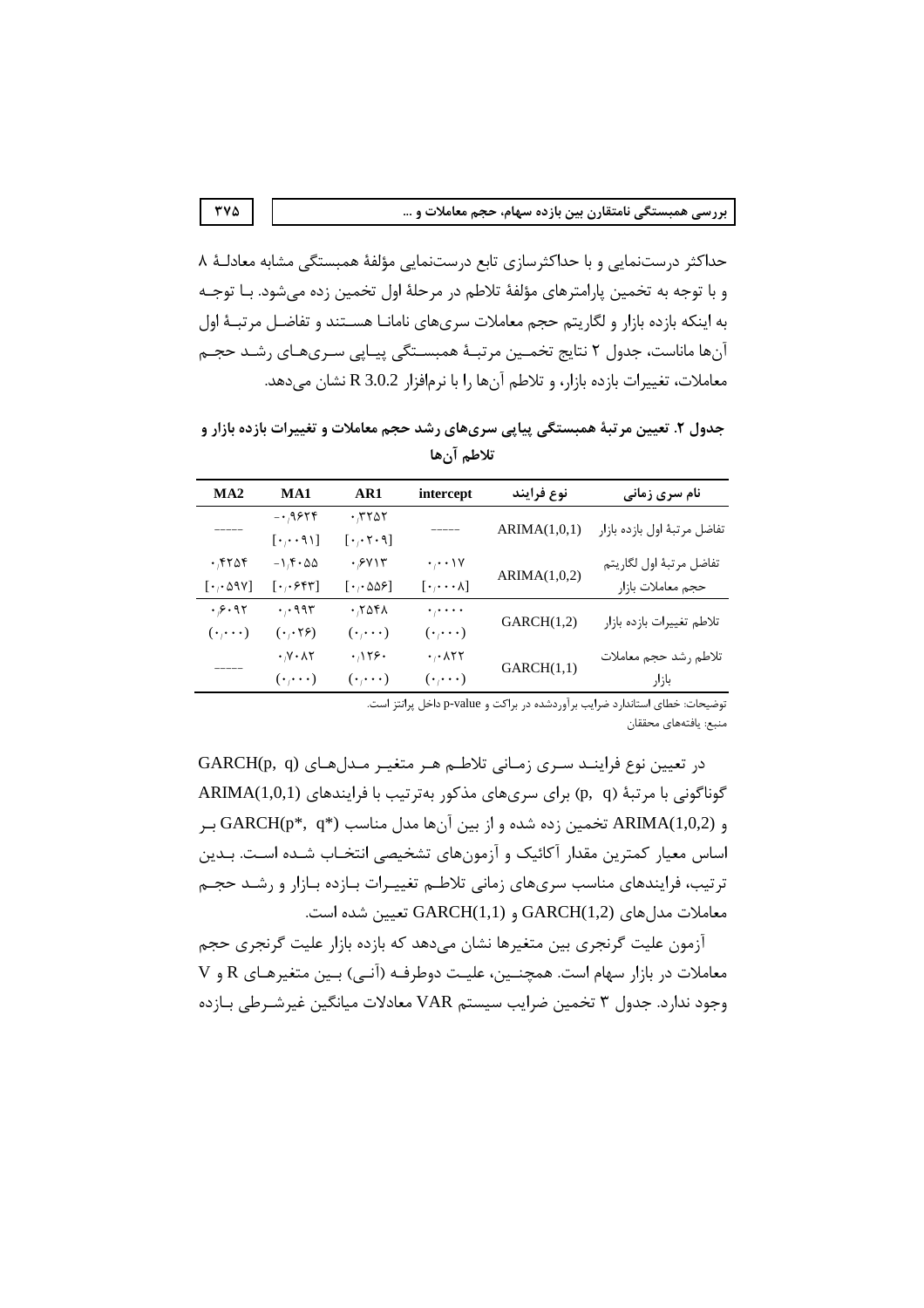حداکثر درست‌نمایی و با حداکثرسازی تابع درست‌نمایی مؤلفهٔ همبستگی مشابه معادلهٔ ۸ و با توجه به تخمین پارامترهای مؤلفهٔ تلاطم در مرحلهٔ اول تخمین زده می‌شود. با توجه به اینکه بازده بازار و لگاریتم حجم معاملات سری‌های نامانا هستند و تفاضل مرتبهٔ اول آن‌ها ماناست، جدول ۲ نتایج تخمین مرتبهٔ همبستگی پیاپی سری‌های رشد حجم معاملات، تغییرات بازده بازار، و تلاطم آن‌ها را با نرم‌افزار R 3.0.2 نشان می‌دهد.

**جدول ۲. تعیین مرتبهٔ همبستگی پیاپی سری‌های رشد حجم معاملات و تغییرات بازده بازار و تلاطم آن‌ها**

| نام سری زمانی | نوع فرایند | intercept | AR1 | MA1 | MA2 |
|---|---|---|---|---|---|
| تفاضل مرتبهٔ اول بازده بازار | ARIMA(1,0,1) | ----- | ۰٫۳۲۵۲ [۰٫۰۲۰۹] | -۰٫۹۶۲۴ [۰٫۰۰۹۱] | ----- |
| تفاضل مرتبهٔ اول لگاریتم حجم معاملات بازار | ARIMA(1,0,2) | ۰٫۰۰۱۷ [۰٫۰۰۰۸] | ۰٫۶۷۱۳ [۰٫۰۵۵۶] | -۱٫۴۰۵۵ [۰٫۰۶۴۳] | ۰٫۴۲۵۴ [۰٫۰۵۹۷] |
| تلاطم تغییرات بازده بازار | GARCH(1,2) | ۰٫۰۰۰۰ (۰٫۰۰۰) | ۰٫۲۵۴۸ (۰٫۰۰۰) | ۰٫۰۹۹۳ (۰٫۰۲۶) | ۰٫۶۰۹۲ (۰٫۰۰۰) |
| تلاطم رشد حجم معاملات بازار | GARCH(1,1) | ۰٫۰۸۲۲ (۰٫۰۰۰) | ۰٫۱۲۶۰ (۰٫۰۰۰) | ۰٫۷۰۸۲ (۰٫۰۰۰) | ----- |

توضیحات: خطای استاندارد ضرایب برآوردشده در براکت و p-value داخل پرانتز است.
منبع: یافته‌های محققان

در تعیین نوع فرایند سری زمانی تلاطم هر متغیر مدل‌های GARCH(p, q) گوناگونی با مرتبهٔ (p, q) برای سری‌های مذکور به‌ترتیب با فرایندهای ARIMA(1,0,1) و ARIMA(1,0,2) تخمین زده شده و از بین آن‌ها مدل مناسب GARCH(p\*, q\*) بر اساس معیار کمترین مقدار آکائیک و آزمون‌های تشخیصی انتخاب شده است. بدین ترتیب، فرایندهای مناسب سری‌های زمانی تلاطم تغییرات بازده بازار و رشد حجم معاملات مدل‌های GARCH(1,2) و GARCH(1,1) تعیین شده است.

آزمون علیت گرنجری بین متغیرها نشان می‌دهد که بازده بازار علیت گرنجری حجم معاملات در بازار سهام است. همچنین، علیت دوطرفه (آنی) بین متغیرهای R و V وجود ندارد. جدول ۳ تخمین ضرایب سیستم VAR معادلات میانگین غیرشرطی بازده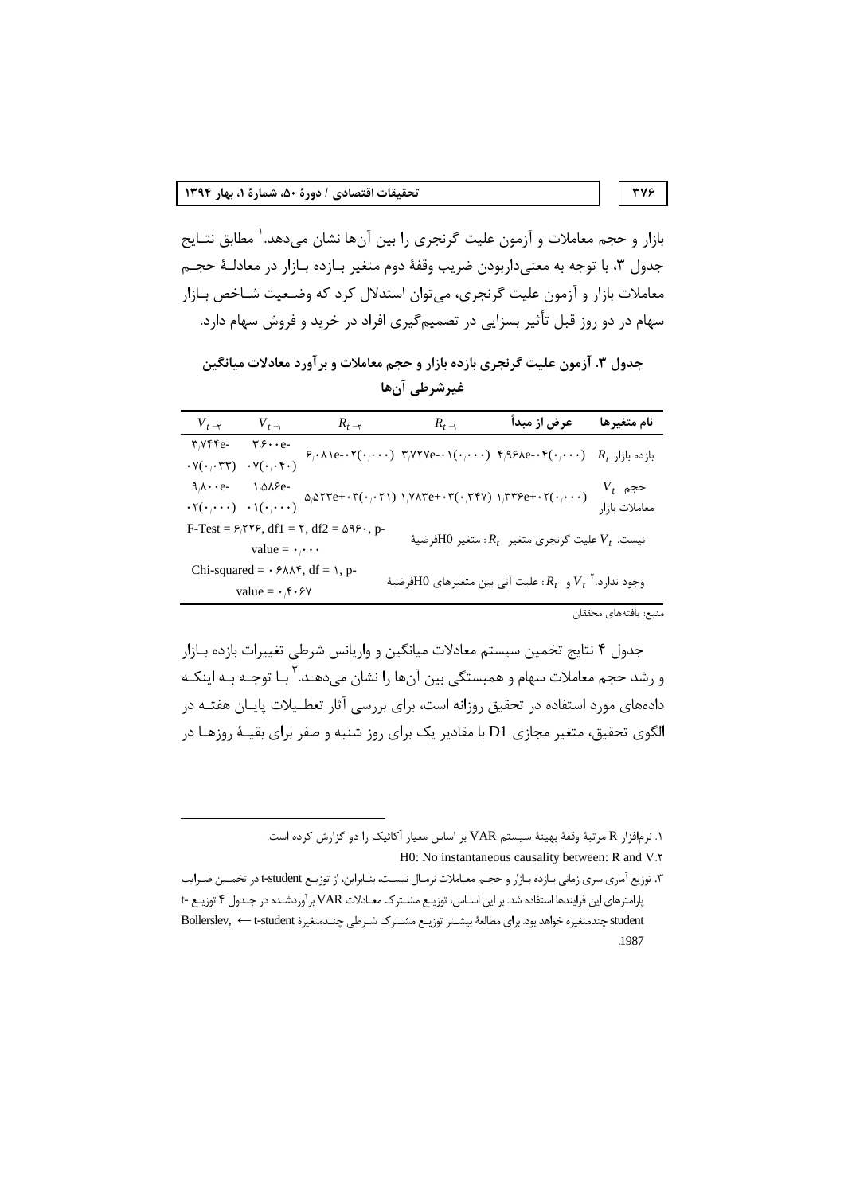بازار و حجم معاملات و آزمون علیت گرنجری را بین آن‌ها نشان می‌دهد.[1] مطابق نتایج جدول ۳، با توجه به معنی‌داربودن ضریب وقفهٔ دوم متغیر بازده بازار در معادلهٔ حجم معاملات بازار و آزمون علیت گرنجری، می‌توان استدلال کرد که وضعیت شاخص بازار سهام در دو روز قبل تأثیر بسزایی در تصمیم‌گیری افراد در خرید و فروش سهام دارد.

**جدول ۳. آزمون علیت گرنجری بازده بازار و حجم معاملات و برآورد معادلات میانگین غیرشرطی آن‌ها**

| نام متغیرها | عرض از مبدأ | $R_{t-1}$ | $R_{t-2}$ | $V_{t-1}$ | $V_{t-2}$ |
|---|---|---|---|---|---|
| بازده بازار $R_t$ | ۴٫۹۶۸e-۰۴(۰٫۰۰۰) | ۳٫۷۲۷e-۰۱(۰٫۰۰۰) | ۶٫۰۸۱e-۰۲(۰٫۰۰۰) | ۳٫۶۰۰e-۰۷(۰٫۰۴۰) | ۳٫۷۴۴e-۰۷(۰٫۰۳۳) |
| حجم معاملات بازار $V_t$ | ۱٫۳۳۶e+۰۲(۰٫۰۰۰) | ۱٫۷۸۳e+۰۳(۰٫۳۴۷) | ۵٫۵۲۳e+۰۳(۰٫۰۲۱) | ۱٫۵۸۶e-۰۱(۰٫۰۰۰) | ۹٫۸۰۰e-۰۲(۰٫۰۰۰) |
| فرضیهٔ H0: متغیر $R_t$ علیت گرنجری متغیر $V_t$ نیست. | | F-Test = ۶٫۲۲۶, df1 = ۲, df2 = ۵۹۶۰, p-value = ۰٫۰۰۰ | | | |
| فرضیهٔ H0: علیت آنی بین متغیرهای $R_t$ و $V_t$ وجود ندارد.[2] | | Chi-squared = ۰٫۶۸۸۴, df = ۱, p-value = ۰٫۴۰۶۷ | | | |

منبع: یافته‌های محققان

جدول ۴ نتایج تخمین سیستم معادلات میانگین و واریانس شرطی تغییرات بازده بازار و رشد حجم معاملات سهام و همبستگی بین آن‌ها را نشان می‌دهد.[3] با توجه به اینکه داده‌های مورد استفاده در تحقیق روزانه است، برای بررسی آثار تعطیلات پایان هفته در الگوی تحقیق، متغیر مجازی D1 با مقادیر یک برای روز شنبه و صفر برای بقیهٔ روزها در

---

۱. نرم‌افزار R مرتبهٔ وقفهٔ بهینهٔ سیستم VAR بر اساس معیار آکائیک را دو گزارش کرده است.

۲. H0: No instantaneous causality between: R and V

۳. توزیع آماری سری زمانی بازده بازار و حجم معاملات نرمال نیست، بنابراین، از توزیع t-student در تخمین ضرایب پارامترهای این فرایندها استفاده شد. بر این اساس، توزیع مشترک معادلات VAR برآوردشده در جدول ۴ توزیع t-student چندمتغیره خواهد بود. برای مطالعهٔ بیشتر توزیع مشترک شرطی چندمتغیرهٔ t-student ← Bollerslev, 1987.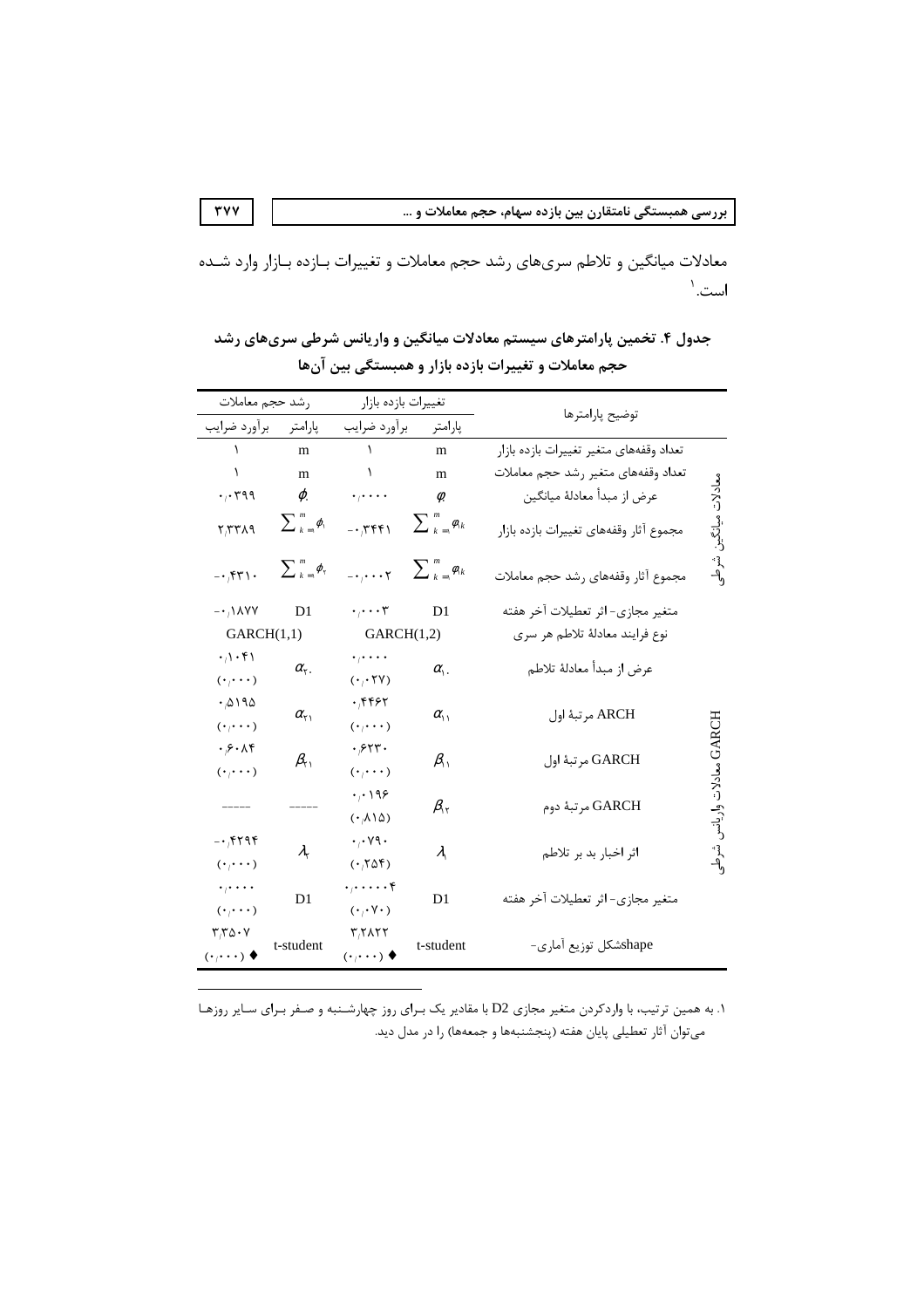معادلات میانگین و تلاطم سری‌های رشد حجم معاملات و تغییرات بـازده بـازار وارد شـده است.[1]

**جدول ۴. تخمین پارامترهای سیستم معادلات میانگین و واریانس شرطی سری‌های رشد حجم معاملات و تغییرات بازده بازار و همبستگی بین آن‌ها**

| | توضیح پارامترها | تغییرات بازده بازار | | رشد حجم معاملات | |
|---|---|---|---|---|---|
| | | پارامتر | برآورد ضرایب | پارامتر | برآورد ضرایب |
| معادلات میانگین شرطی | تعداد وقفه‌های متغیر تغییرات بازده بازار | m | ۱ | m | ۱ |
| | تعداد وقفه‌های متغیر رشد حجم معاملات | m | ۱ | m | ۱ |
| | عرض از مبدأ معادلهٔ میانگین | $\varphi_0$ | ۰٫۰۰۰۰ | $\phi_0$ | ۰٫۰۳۹۹ |
| | مجموع آثار وقفه‌های تغییرات بازده بازار | $\sum_{k=1}^{m}\varphi_{1k}$ | ۰٫۳۴۴۱- | $\sum_{k=1}^{m}\phi_1$ | ۲٫۳۳۸۹ |
| | مجموع آثار وقفه‌های رشد حجم معاملات | $\sum_{k=1}^{m}\varphi_{1k}$ | ۰٫۰۰۰۲- | $\sum_{k=1}^{m}\phi_2$ | ۰٫۴۳۱۰- |
| | متغیر مجازی- اثر تعطیلات آخر هفته | D1 | ۰٫۰۰۰۳ | D1 | ۰٫۱۸۷۷- |
| | نوع فرایند معادلهٔ تلاطم هر سری | GARCH(1,2) | | GARCH(1,1) | |
| معادلات واریانس شرطی GARCH | عرض از مبدأ معادلهٔ تلاطم | $\alpha_{10}$ | ۰٫۰۰۰۰ (۰٫۰۲۷) | $\alpha_{20}$ | ۰٫۱۰۴۱ (۰٫۰۰۰) |
| | ARCH مرتبهٔ اول | $\alpha_{11}$ | ۰٫۴۴۶۲ (۰٫۰۰۰) | $\alpha_{21}$ | ۰٫۵۱۹۵ (۰٫۰۰۰) |
| | GARCH مرتبهٔ اول | $\beta_{11}$ | ۰٫۶۲۳۰ (۰٫۰۰۰) | $\beta_{21}$ | ۰٫۶۰۸۴ (۰٫۰۰۰) |
| | GARCH مرتبهٔ دوم | $\beta_{12}$ | ۰٫۰۱۹۶ (۰٫۸۱۵) | ----- | ----- |
| | اثر اخبار بد بر تلاطم | $\lambda_1$ | ۰٫۰۷۹۰ (۰٫۲۵۴) | $\lambda_2$ | ۰٫۴۲۹۴- (۰٫۰۰۰) |
| | متغیر مجازی- اثر تعطیلات آخر هفته | D1 | ۰٫۰۰۰۰۰۴ (۰٫۰۷۰) | D1 | ۰٫۰۰۰۰ (۰٫۰۰۰) |
| | shapeشکل توزیع آماری- | t-student | ۳٫۲۸۲۲ (۰٫۰۰۰) ♦ | t-student | ۳٫۳۵۰۷ (۰٫۰۰۰) ♦ |

---

۱. به همین ترتیب، با واردکردن متغیر مجازی D2 با مقادیر یک بـرای روز چهارشـنبه و صـفر بـرای سـایر روزهـا می‌توان آثار تعطیلی پایان هفته (پنجشنبه‌ها و جمعه‌ها) را در مدل دید.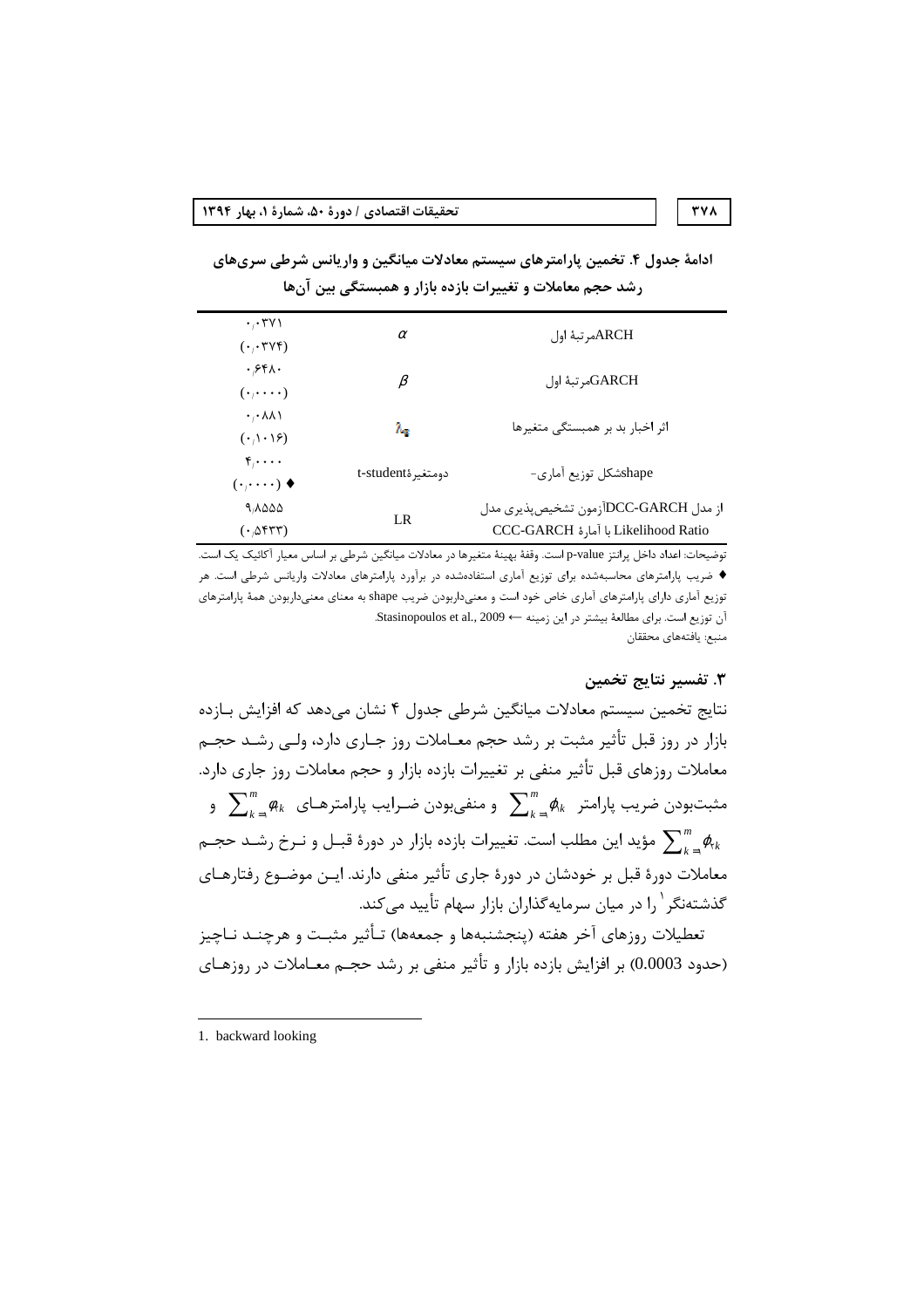**ادامهٔ جدول ۴. تخمین پارامترهای سیستم معادلات میانگین و واریانس شرطی سری‌های رشد حجم معاملات و تغییرات بازده بازار و همبستگی بین آن‌ها**

| | | |
|---|---|---|
| ARCHمرتبهٔ اول | $\alpha$ | ۰٫۰۳۷۱<br>(۰٫۰۳۷۴) |
| GARCHمرتبهٔ اول | $\beta$ | ۰٫۶۴۸۰<br>(۰٫۰۰۰۰) |
| اثر اخبار بد بر همبستگی متغیرها | $\lambda_{\pi}$ | ۰٫۰۸۸۱<br>(۰٫۱۰۱۶) |
| shapeشکل توزیع آماری- | دومتغیرهٔt-student | ۴٫۰۰۰۰<br>(۰٫۰۰۰۰) ♦ |
| از مدل DCC-GARCHآزمون تشخیص‌پذیری مدل CCC-GARCH با آمارهٔ Likelihood Ratio | LR | ۹٫۸۵۵۵<br>(۰٫۵۴۳۳) |

توضیحات: اعداد داخل پرانتز p-value است. وقفهٔ بهینهٔ متغیرها در معادلات میانگین شرطی بر اساس معیار آکائیک یک است.

♦ ضریب پارامترهای محاسبه‌شده برای توزیع آماری استفاده‌شده در برآورد پارامترهای معادلات واریانس شرطی است. هر توزیع آماری دارای پارامترهای آماری خاص خود است و معنی‌داربودن ضریب shape به معنای معنی‌داربودن همهٔ پارامترهای آن توزیع است. برای مطالعهٔ بیشتر در این زمینه ← Stasinopoulos et al., 2009.

منبع: یافته‌های محققان

### ۳. تفسیر نتایج تخمین

نتایج تخمین سیستم معادلات میانگین شرطی جدول ۴ نشان می‌دهد که افزایش بازده بازار در روز قبل تأثیر مثبت بر رشد حجم معاملات روز جاری دارد، ولی رشد حجم معاملات روزهای قبل تأثیر منفی بر تغییرات بازده بازار و حجم معاملات روز جاری دارد. مثبت‌بودن ضریب پارامتر $\sum_{k=1}^{m}\phi_{k}$ و منفی‌بودن ضرایب پارامترهای $\sum_{k=1}^{m}\phi_{k}$ و $\sum_{k=1}^{m}\phi_{rk}$ مؤید این مطلب است. تغییرات بازده بازار در دورهٔ قبل و نرخ رشد حجم معاملات دورهٔ قبل بر خودشان در دورهٔ جاری تأثیر منفی دارند. این موضوع رفتارهای گذشته‌نگر[1] را در میان سرمایه‌گذاران بازار سهام تأیید می‌کند.

تعطیلات روزهای آخر هفته (پنجشنبه‌ها و جمعه‌ها) تأثیر مثبت و هرچند ناچیز (حدود 0.0003) بر افزایش بازده بازار و تأثیر منفی بر رشد حجم معاملات در روزهای

---

1. backward looking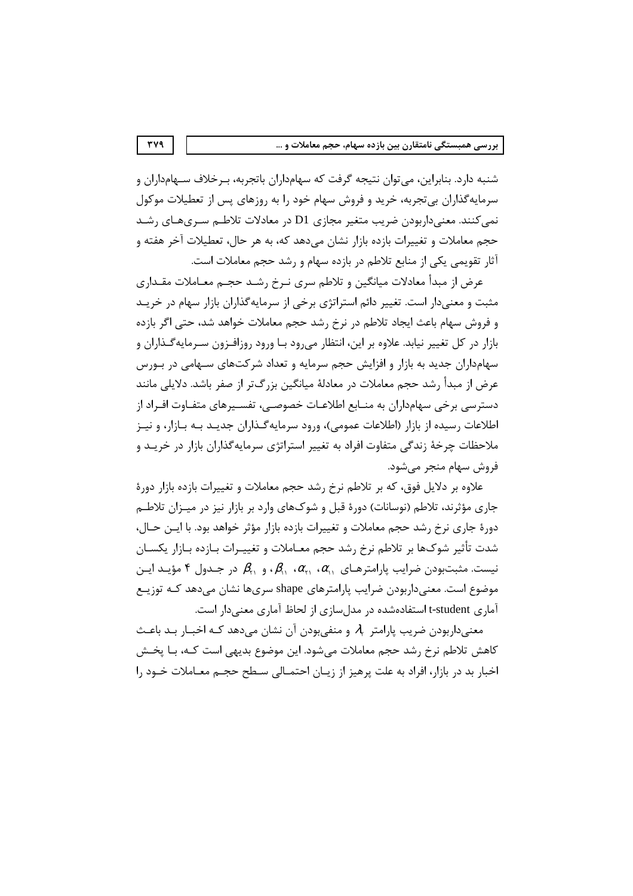شنبه دارد. بنابراین، می‌توان نتیجه گرفت که سهامداران باتجربه، برخلاف سهامداران و سرمایه‌گذاران بی‌تجربه، خرید و فروش سهام خود را به روزهای پس از تعطیلات موکول نمی‌کنند. معنی‌داربودن ضریب متغیر مجازی D1 در معادلات تلاطم سری‌های رشد حجم معاملات و تغییرات بازده بازار نشان می‌دهد که، به هر حال، تعطیلات آخر هفته و آثار تقویمی یکی از منابع تلاطم در بازده سهام و رشد حجم معاملات است.

عرض از مبدأ معادلات میانگین و تلاطم سری نرخ رشد حجم معاملات مقداری مثبت و معنی‌دار است. تغییر دائم استراتژی برخی از سرمایه‌گذاران بازار سهام در خرید و فروش سهام باعث ایجاد تلاطم در نرخ رشد حجم معاملات خواهد شد، حتی اگر بازده بازار در کل تغییر نیابد. علاوه بر این، انتظار می‌رود با ورود روزافزون سرمایه‌گذاران و سهامداران جدید به بازار و افزایش حجم سرمایه و تعداد شرکت‌های سهامی در بورس عرض از مبدأ رشد حجم معاملات در معادلهٔ میانگین بزرگ‌تر از صفر باشد. دلایلی مانند دسترسی برخی سهامداران به منابع اطلاعات خصوصی، تفسیرهای متفاوت افراد از اطلاعات رسیده از بازار (اطلاعات عمومی)، ورود سرمایه‌گذاران جدید به بازار، و نیز ملاحظات چرخهٔ زندگی متفاوت افراد به تغییر استراتژی سرمایه‌گذاران بازار در خرید و فروش سهام منجر می‌شود.

علاوه بر دلایل فوق، که بر تلاطم نرخ رشد حجم معاملات و تغییرات بازده بازار دورهٔ جاری مؤثرند، تلاطم (نوسانات) دورهٔ قبل و شوک‌های وارد بر بازار نیز در میزان تلاطم دورهٔ جاری نرخ رشد حجم معاملات و تغییرات بازده بازار مؤثر خواهد بود. با این حال، شدت تأثیر شوک‌ها بر تلاطم نرخ رشد حجم معاملات و تغییرات بازده بازار یکسان نیست. مثبت‌بودن ضرایب پارامترهای $\alpha_{11}$، $\alpha_{21}$، $\beta_{11}$، و $\beta_{21}$ در جدول ۴ مؤید این موضوع است. معنی‌داربودن ضرایب پارامترهای shape سری‌ها نشان می‌دهد که توزیع آماری t-student استفاده‌شده در مدل‌سازی از لحاظ آماری معنی‌دار است.

معنی‌داربودن ضریب پارامتر $\lambda_1$ و منفی‌بودن آن نشان می‌دهد که اخبار بد باعث کاهش تلاطم نرخ رشد حجم معاملات می‌شود. این موضوع بدیهی است که، با پخش اخبار بد در بازار، افراد به علت پرهیز از زیان احتمالی سطح حجم معاملات خود را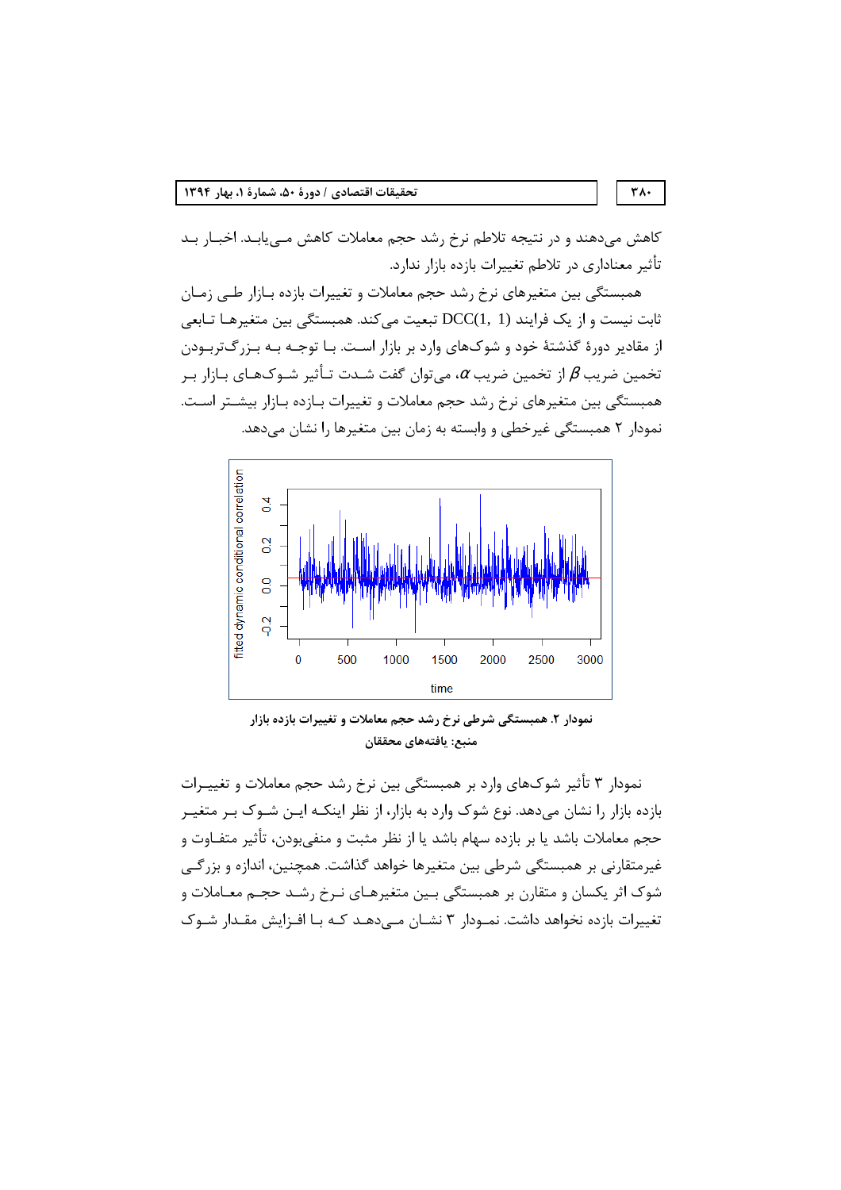کاهش می‌دهند و در نتیجه تلاطم نرخ رشد حجم معاملات کاهش می‌یابد. اخبار بد تأثیر معناداری در تلاطم تغییرات بازده بازار ندارد.

همبستگی بین متغیرهای نرخ رشد حجم معاملات و تغییرات بازده بازار طی زمان ثابت نیست و از یک فرایند DCC(1, 1) تبعیت می‌کند. همبستگی بین متغیرها تابعی از مقادیر دورهٔ گذشتهٔ خود و شوک‌های وارد بر بازار است. با توجه به بزرگ‌تربودن تخمین ضریب $\beta$ از تخمین ضریب $\alpha$، می‌توان گفت شدت تأثیر شوک‌های بازار بر همبستگی بین متغیرهای نرخ رشد حجم معاملات و تغییرات بازده بازار بیشتر است. نمودار ۲ همبستگی غیرخطی و وابسته به زمان بین متغیرها را نشان می‌دهد.

**نمودار ۲. همبستگی شرطی نرخ رشد حجم معاملات و تغییرات بازده بازار**

**منبع: یافته‌های محققان**

نمودار ۳ تأثیر شوک‌های وارد بر همبستگی بین نرخ رشد حجم معاملات و تغییرات بازده بازار را نشان می‌دهد. نوع شوک وارد به بازار، از نظر اینکه این شوک بر متغیر حجم معاملات باشد یا بر بازده سهام باشد یا از نظر مثبت و منفی‌بودن، تأثیر متفاوت و غیرمتقارنی بر همبستگی شرطی بین متغیرها خواهد گذاشت. همچنین، اندازه و بزرگی شوک اثر یکسان و متقارن بر همبستگی بین متغیرهای نرخ رشد حجم معاملات و تغییرات بازده نخواهد داشت. نمودار ۳ نشان می‌دهد که با افزایش مقدار شوک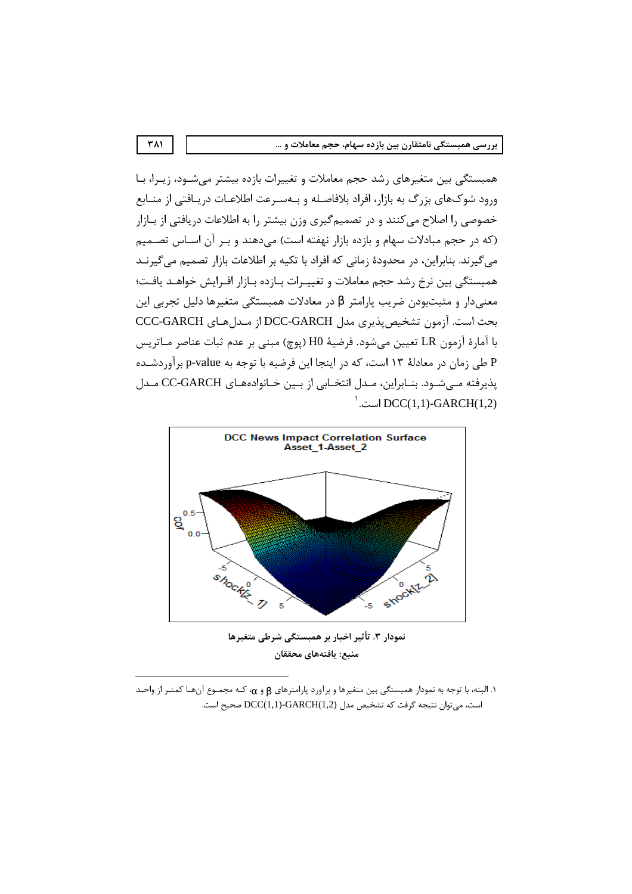همبستگی بین متغیرهای رشد حجم معاملات و تغییرات بازده بیشتر می‌شود، زیرا، با ورود شوک‌های بزرگ به بازار، افراد بلافاصله و به‌سرعت اطلاعات دریافتی از منابع خصوصی را اصلاح می‌کنند و در تصمیم‌گیری وزن بیشتر را به اطلاعات دریافتی از بازار (که در حجم مبادلات سهام و بازده بازار نهفته است) می‌دهند و بر آن اساس تصمیم می‌گیرند. بنابراین، در محدودهٔ زمانی که افراد با تکیه بر اطلاعات بازار تصمیم می‌گیرند همبستگی بین نرخ رشد حجم معاملات و تغییرات بازده بازار افزایش خواهد یافت؛ معنی‌دار و مثبت‌بودن ضریب پارامتر $\beta$ در معادلات همبستگی متغیرها دلیل تجربی این بحث است. آزمون تشخیص‌پذیری مدل DCC-GARCH از مدل‌های CCC-GARCH با آمارهٔ آزمون LR تعیین می‌شود. فرضیهٔ H0 (پوچ) مبنی بر عدم ثبات عناصر ماتریس P طی زمان در معادلهٔ ۱۳ است، که در اینجا این فرضیه با توجه به p-value برآوردشده پذیرفته می‌شود. بنابراین، مدل انتخابی از بین خانواده‌های CC-GARCH مدل DCC(1,1)-GARCH(1,2) است.[1]

**نمودار ۳. تأثیر اخبار بر همبستگی شرطی متغیرها**

**منبع: یافته‌های محققان**

---

[1] البته، با توجه به نمودار همبستگی بین متغیرها و برآورد پارامترهای $\beta$ و $\alpha$، که مجموع آن‌ها کمتر از واحد است، می‌توان نتیجه گرفت که تشخیص مدل DCC(1,1)-GARCH(1,2) صحیح است.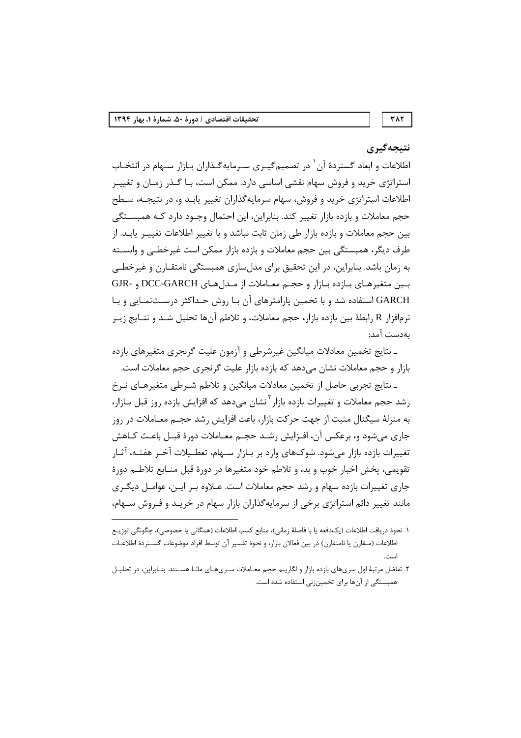## نتیجه‌گیری

اطلاعات و ابعاد گستردهٔ آن[1] در تصمیم‌گیری سرمایه‌گذاران بازار سهام در انتخاب استراتژی خرید و فروش سهام نقشی اساسی دارد. ممکن است، با گذر زمان و تغییر اطلاعات استراتژی خرید و فروش، سهام سرمایه‌گذاران تغییر یابد و، در نتیجه، سطح حجم معاملات و بازده بازار تغییر کند. بنابراین، این احتمال وجود دارد که همبستگی بین حجم معاملات و بازده بازار طی زمان ثابت نباشد و با تغییر اطلاعات تغییر یابد. از طرف دیگر، همبستگی بین حجم معاملات و بازده بازار ممکن است غیرخطی و وابسته به زمان باشد. بنابراین، در این تحقیق برای مدل‌سازی همبستگی نامتقارن و غیرخطی بین متغیرهای بازده بازار و حجم معاملات از مدل‌های DCC-GARCH و GJR-GARCH استفاده شد و با تخمین پارامترهای آن با روش حداکثر درست‌نمایی و با نرم‌افزار R رابطهٔ بین بازده بازار، حجم معاملات، و تلاطم آن‌ها تحلیل شد و نتایج زیر به‌دست آمد:

ـ نتایج تخمین معادلات میانگین غیرشرطی و آزمون علیت گرنجری متغیرهای بازده بازار و حجم معاملات نشان می‌دهد که بازده بازار علیت گرنجری حجم معاملات است.

ـ نتایج تجربی حاصل از تخمین معادلات میانگین و تلاطم شرطی متغیرهای نرخ رشد حجم معاملات و تغییرات بازده بازار[2] نشان می‌دهد که افزایش بازده روز قبل بازار، به منزلهٔ سیگنال مثبت از جهت حرکت بازار، باعث افزایش رشد حجم معاملات در روز جاری می‌شود و، برعکس آن، افزایش رشد حجم معاملات دورهٔ قبل باعث کاهش تغییرات بازده بازار می‌شود. شوک‌های وارد بر بازار سهام، تعطیلات آخر هفته، آثار تقویمی، پخش اخبار خوب و بد، و تلاطم خود متغیرها در دورهٔ قبل منابع تلاطم دورهٔ جاری تغییرات بازده سهام و رشد حجم معاملات است. علاوه بر این، عوامل دیگری مانند تغییر دائم استراتژی برخی از سرمایه‌گذاران بازار سهام در خرید و فروش سهام،

---

1. نحوهٔ دریافت اطلاعات (یک‌دفعه یا با فاصلهٔ زمانی)، منابع کسب اطلاعات (همگانی یا خصوصی)، چگونگی توزیع اطلاعات (متقارن یا نامتقارن) در بین فعالان بازار، و نحوهٔ تفسیر آن توسط افراد موضوعات گستردهٔ اطلاعات است.

2. تفاضل مرتبهٔ اول سری‌های بازده بازار و لگاریتم حجم معاملات سری‌های مانا هستند. بنابراین، در تحلیل همبستگی از آن‌ها برای تخمین‌زنی استفاده شده است.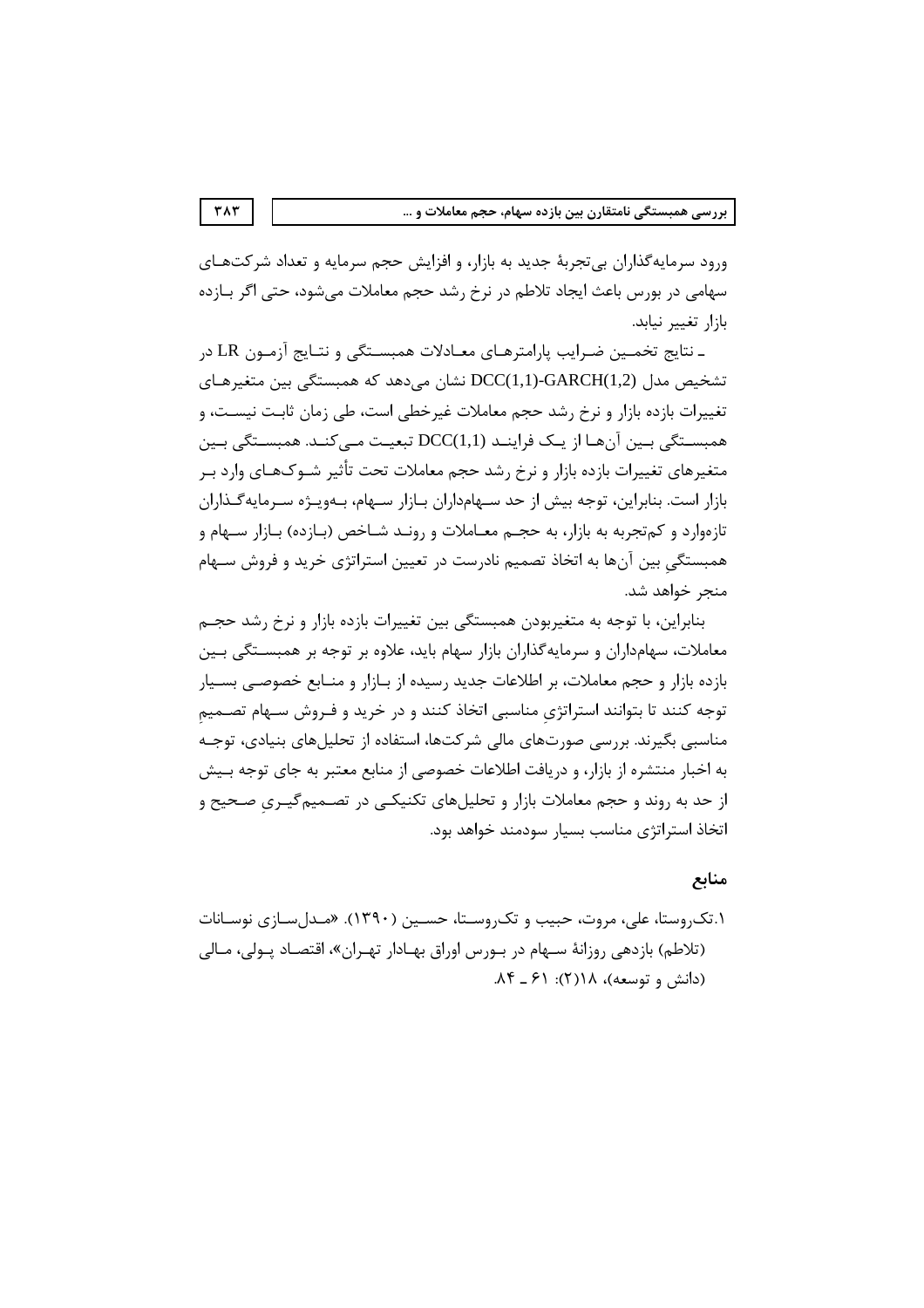ورود سرمایه‌گذاران بی‌تجربهٔ جدید به بازار، و افزایش حجم سرمایه و تعداد شرکت‌های سهامی در بورس باعث ایجاد تلاطم در نرخ رشد حجم معاملات می‌شود، حتی اگر بازده بازار تغییر نیابد.

ـ نتایج تخمین ضرایب پارامترهای معادلات همبستگی و نتایج آزمون LR در تشخیص مدل DCC(1,1)-GARCH(1,2) نشان می‌دهد که همبستگی بین متغیرهای تغییرات بازده بازار و نرخ رشد حجم معاملات غیرخطی است، طی زمان ثابت نیست، و همبستگی بین آن‌ها از یک فرایند DCC(1,1) تبعیت می‌کند. همبستگی بین متغیرهای تغییرات بازده بازار و نرخ رشد حجم معاملات تحت تأثیر شوک‌های وارد بر بازار است. بنابراین، توجه بیش از حد سهامداران بازار سهام، به‌ویژه سرمایه‌گذاران تازه‌وارد و کم‌تجربه به بازار، به حجم معاملات و روند شاخص (بازده) بازار سهام و همبستگیِ بین آن‌ها به اتخاذ تصمیم نادرست در تعیین استراتژی خرید و فروش سهام منجر خواهد شد.

بنابراین، با توجه به متغیربودن همبستگی بین تغییرات بازده بازار و نرخ رشد حجم معاملات، سهامداران و سرمایه‌گذاران بازار سهام باید، علاوه بر توجه بر همبستگی بین بازده بازار و حجم معاملات، بر اطلاعات جدید رسیده از بازار و منابع خصوصی بسیار توجه کنند تا بتوانند استراتژیِ مناسبی اتخاذ کنند و در خرید و فروش سهام تصمیمِ مناسبی بگیرند. بررسی صورت‌های مالی شرکت‌ها، استفاده از تحلیل‌های بنیادی، توجه به اخبار منتشره از بازار، و دریافت اطلاعات خصوصی از منابع معتبر به جای توجه بیش از حد به روند و حجم معاملات بازار و تحلیل‌های تکنیکی در تصمیم‌گیریِ صحیح و اتخاذ استراتژی مناسب بسیار سودمند خواهد بود.

## منابع

۱.تکروستا، علی، مروت، حبیب و تکروستا، حسین (۱۳۹۰). «مدل‌سازی نوسانات (تلاطم) بازدهی روزانهٔ سهام در بورس اوراق بهادار تهران»، اقتصاد پولی، مالی (دانش و توسعه)، ۱۸(۲): ۶۱ ـ ۸۴.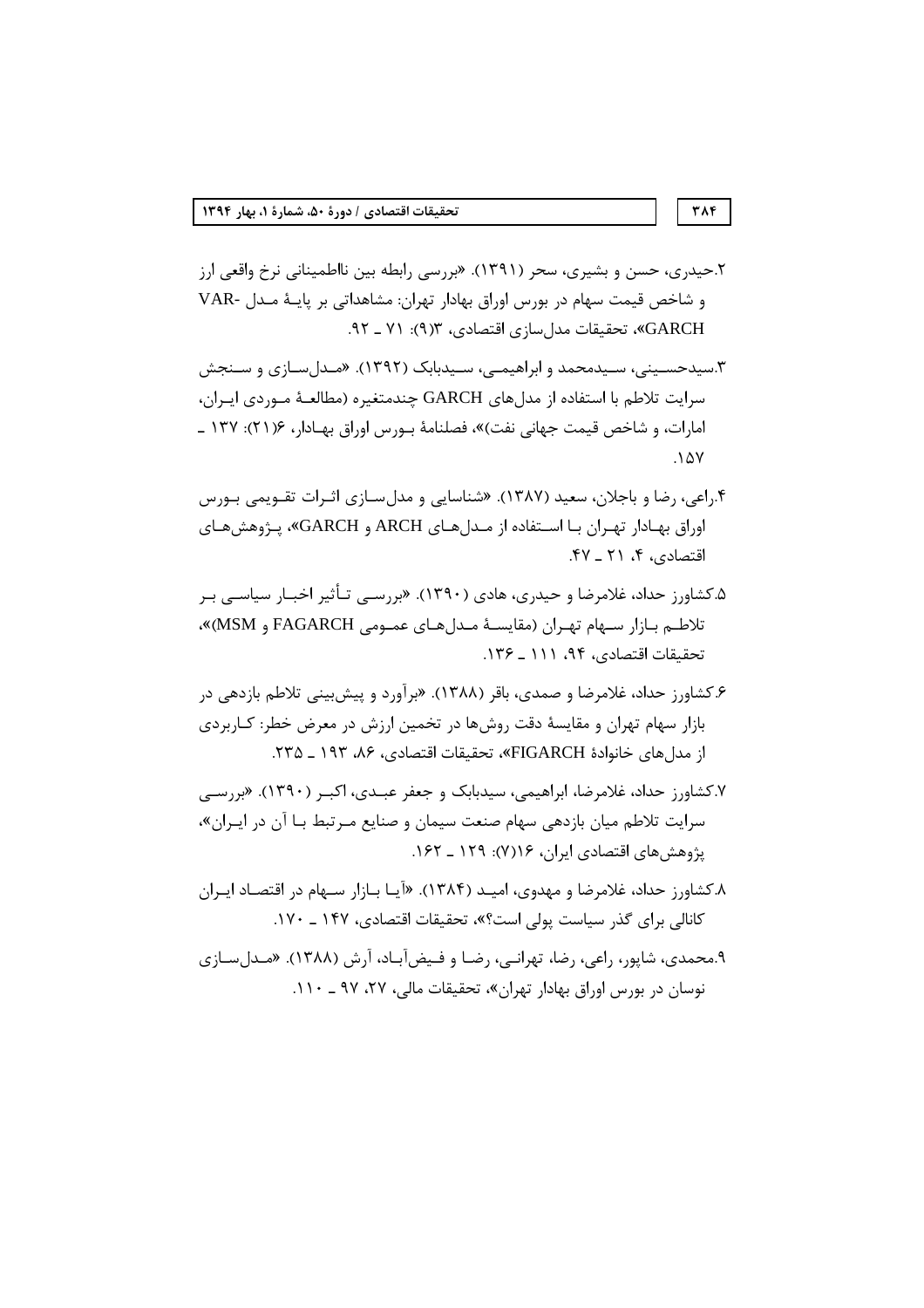۲.حیدری، حسن و بشیری، سحر (۱۳۹۱). «بررسی رابطه بین نااطمینانی نرخ واقعی ارز و شاخص قیمت سهام در بورس اوراق بهادار تهران: مشاهداتی بر پایهٔ مدل VAR-GARCH»، تحقیقات مدل‌سازی اقتصادی، ۳(۹): ۷۱ ـ ۹۲.

۳.سیدحسینی، سیدمحمد و ابراهیمی، سیدبابک (۱۳۹۲). «مدل‌سازی و سنجش سرایت تلاطم با استفاده از مدل‌های GARCH چندمتغیره (مطالعهٔ موردی ایران، امارات، و شاخص قیمت جهانی نفت)»، فصلنامهٔ بورس اوراق بهادار، ۶(۲۱): ۱۳۷ ـ ۱۵۷.

۴.راعی، رضا و باجلان، سعید (۱۳۸۷). «شناسایی و مدل‌سازی اثرات تقویمی بورس اوراق بهادار تهران با استفاده از مدل‌های ARCH و GARCH»، پژوهش‌های اقتصادی، ۴، ۲۱ ـ ۴۷.

۵.کشاورز حداد، غلامرضا و حیدری، هادی (۱۳۹۰). «بررسی تأثیر اخبار سیاسی بر تلاطم بازار سهام تهران (مقایسهٔ مدل‌های عمومی FAGARCH و MSM)»، تحقیقات اقتصادی، ۹۴، ۱۱۱ ـ ۱۳۶.

۶.کشاورز حداد، غلامرضا و صمدی، باقر (۱۳۸۸). «برآورد و پیش‌بینی تلاطم بازدهی در بازار سهام تهران و مقایسهٔ دقت روش‌ها در تخمین ارزش در معرض خطر: کاربردی از مدل‌های خانوادهٔ FIGARCH»، تحقیقات اقتصادی، ۸۶، ۱۹۳ ـ ۲۳۵.

۷.کشاورز حداد، غلامرضا، ابراهیمی، سیدبابک و جعفر عبدی، اکبر (۱۳۹۰). «بررسی سرایت تلاطم میان بازدهی سهام صنعت سیمان و صنایع مرتبط با آن در ایران»، پژوهش‌های اقتصادی ایران، ۱۶(۷): ۱۲۹ ـ ۱۶۲.

۸.کشاورز حداد، غلامرضا و مهدوی، امید (۱۳۸۴). «آیا بازار سهام در اقتصاد ایران کانالی برای گذر سیاست پولی است؟»، تحقیقات اقتصادی، ۱۴۷ ـ ۱۷۰.

۹.محمدی، شاپور، راعی، رضا، تهرانی، رضا و فیض‌آباد، آرش (۱۳۸۸). «مدل‌سازی نوسان در بورس اوراق بهادار تهران»، تحقیقات مالی، ۲۷، ۹۷ ـ ۱۱۰.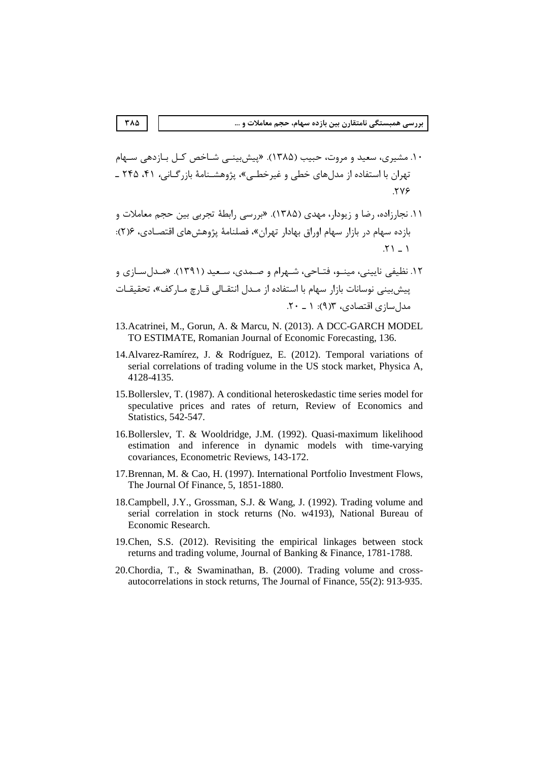۱۰. مشیری، سعید و مروت، حبیب (۱۳۸۵). «پیش‌بینی شاخص کل بازدهی سهام تهران با استفاده از مدل‌های خطی و غیرخطی»، پژوهشنامهٔ بازرگانی، ۴۱، ۲۴۵ ـ ۲۷۶.

۱۱. نجارزاده، رضا و زیودار، مهدی (۱۳۸۵). «بررسی رابطهٔ تجربی بین حجم معاملات و بازده سهام در بازار سهام اوراق بهادار تهران»، فصلنامهٔ پژوهش‌های اقتصادی، ۶(۲): ۱ ـ ۲۱.

۱۲. نظیفی نایینی، مینو، فتاحی، شهرام و صمدی، سعید (۱۳۹۱). «مدل‌سازی و پیش‌بینی نوسانات بازار سهام با استفاده از مدل انتقالی قارچ مارکف»، تحقیقات مدل‌سازی اقتصادی، ۳(۹): ۱ ـ ۲۰.

13. Acatrinei, M., Gorun, A. & Marcu, N. (2013). A DCC-GARCH MODEL TO ESTIMATE, Romanian Journal of Economic Forecasting, 136.

14. Alvarez-Ramírez, J. & Rodríguez, E. (2012). Temporal variations of serial correlations of trading volume in the US stock market, Physica A, 4128-4135.

15. Bollerslev, T. (1987). A conditional heteroskedastic time series model for speculative prices and rates of return, Review of Economics and Statistics, 542-547.

16. Bollerslev, T. & Wooldridge, J.M. (1992). Quasi-maximum likelihood estimation and inference in dynamic models with time-varying covariances, Econometric Reviews, 143-172.

17. Brennan, M. & Cao, H. (1997). International Portfolio Investment Flows, The Journal Of Finance, 5, 1851-1880.

18. Campbell, J.Y., Grossman, S.J. & Wang, J. (1992). Trading volume and serial correlation in stock returns (No. w4193), National Bureau of Economic Research.

19. Chen, S.S. (2012). Revisiting the empirical linkages between stock returns and trading volume, Journal of Banking & Finance, 1781-1788.

20. Chordia, T., & Swaminathan, B. (2000). Trading volume and cross-autocorrelations in stock returns, The Journal of Finance, 55(2): 913-935.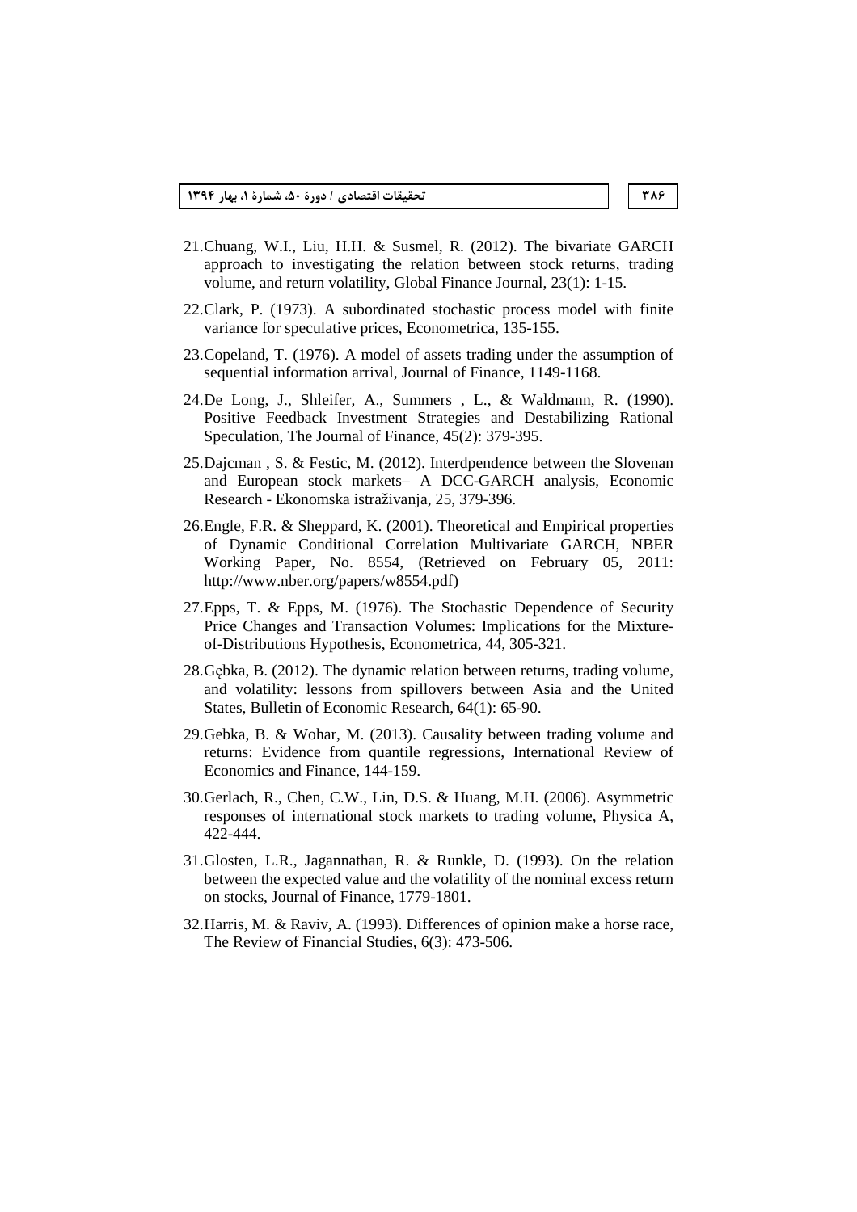21. Chuang, W.I., Liu, H.H. & Susmel, R. (2012). The bivariate GARCH approach to investigating the relation between stock returns, trading volume, and return volatility, Global Finance Journal, 23(1): 1-15.

22. Clark, P. (1973). A subordinated stochastic process model with finite variance for speculative prices, Econometrica, 135-155.

23. Copeland, T. (1976). A model of assets trading under the assumption of sequential information arrival, Journal of Finance, 1149-1168.

24. De Long, J., Shleifer, A., Summers , L., & Waldmann, R. (1990). Positive Feedback Investment Strategies and Destabilizing Rational Speculation, The Journal of Finance, 45(2): 379-395.

25. Dajcman , S. & Festic, M. (2012). Interdpendence between the Slovenan and European stock markets– A DCC-GARCH analysis, Economic Research - Ekonomska istraživanja, 25, 379-396.

26. Engle, F.R. & Sheppard, K. (2001). Theoretical and Empirical properties of Dynamic Conditional Correlation Multivariate GARCH, NBER Working Paper, No. 8554, (Retrieved on February 05, 2011: http://www.nber.org/papers/w8554.pdf)

27. Epps, T. & Epps, M. (1976). The Stochastic Dependence of Security Price Changes and Transaction Volumes: Implications for the Mixture-of-Distributions Hypothesis, Econometrica, 44, 305-321.

28. Gębka, B. (2012). The dynamic relation between returns, trading volume, and volatility: lessons from spillovers between Asia and the United States, Bulletin of Economic Research, 64(1): 65-90.

29. Gebka, B. & Wohar, M. (2013). Causality between trading volume and returns: Evidence from quantile regressions, International Review of Economics and Finance, 144-159.

30. Gerlach, R., Chen, C.W., Lin, D.S. & Huang, M.H. (2006). Asymmetric responses of international stock markets to trading volume, Physica A, 422-444.

31. Glosten, L.R., Jagannathan, R. & Runkle, D. (1993). On the relation between the expected value and the volatility of the nominal excess return on stocks, Journal of Finance, 1779-1801.

32. Harris, M. & Raviv, A. (1993). Differences of opinion make a horse race, The Review of Financial Studies, 6(3): 473-506.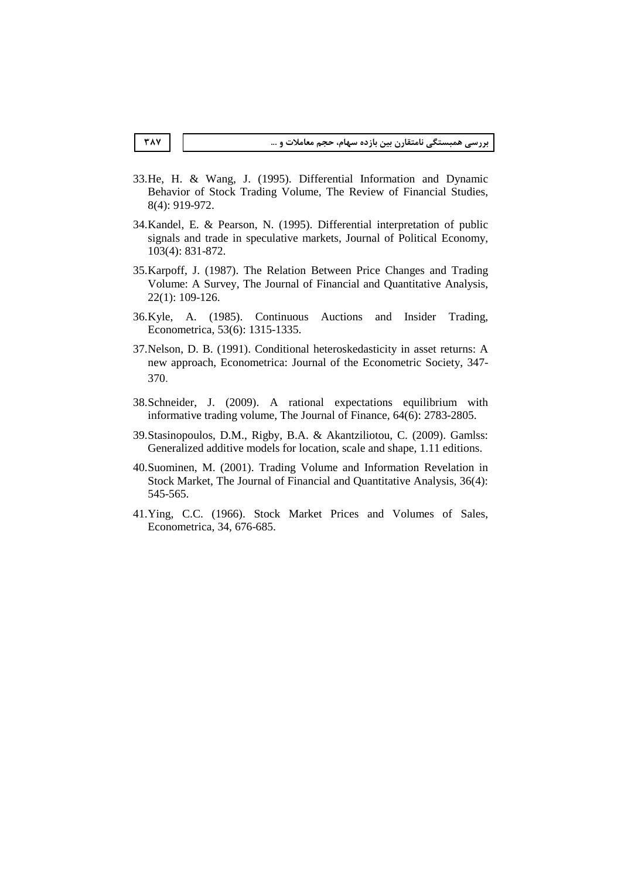33. He, H. & Wang, J. (1995). Differential Information and Dynamic Behavior of Stock Trading Volume, The Review of Financial Studies, 8(4): 919-972.

34. Kandel, E. & Pearson, N. (1995). Differential interpretation of public signals and trade in speculative markets, Journal of Political Economy, 103(4): 831-872.

35. Karpoff, J. (1987). The Relation Between Price Changes and Trading Volume: A Survey, The Journal of Financial and Quantitative Analysis, 22(1): 109-126.

36. Kyle, A. (1985). Continuous Auctions and Insider Trading, Econometrica, 53(6): 1315-1335.

37. Nelson, D. B. (1991). Conditional heteroskedasticity in asset returns: A new approach, Econometrica: Journal of the Econometric Society, 347-370.

38. Schneider, J. (2009). A rational expectations equilibrium with informative trading volume, The Journal of Finance, 64(6): 2783-2805.

39. Stasinopoulos, D.M., Rigby, B.A. & Akantziliotou, C. (2009). Gamlss: Generalized additive models for location, scale and shape, 1.11 editions.

40. Suominen, M. (2001). Trading Volume and Information Revelation in Stock Market, The Journal of Financial and Quantitative Analysis, 36(4): 545-565.

41. Ying, C.C. (1966). Stock Market Prices and Volumes of Sales, Econometrica, 34, 676-685.